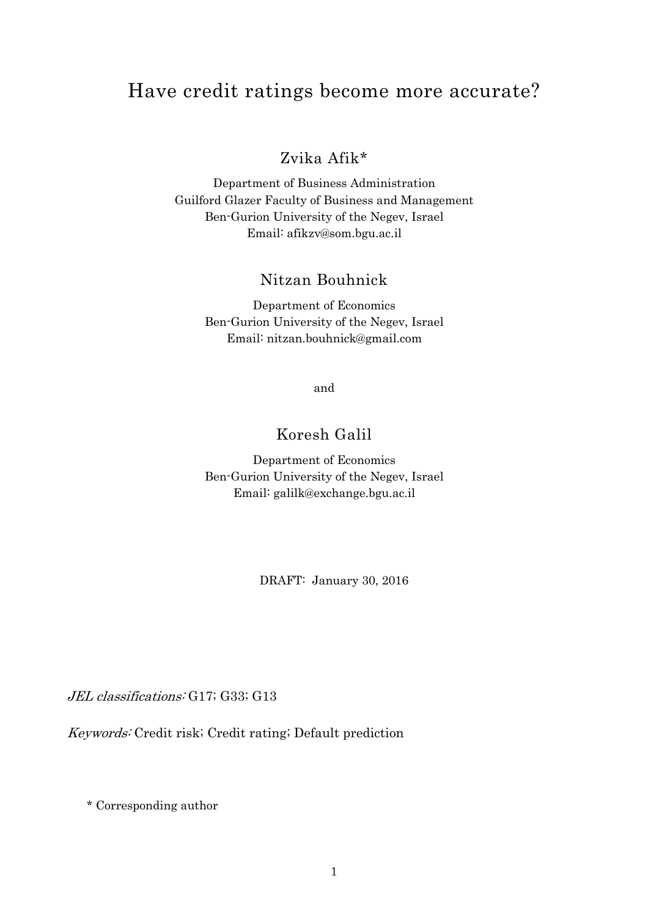# Have credit ratings become more accurate?

Zvika Afik*

Department of Business Administration
Guilford Glazer Faculty of Business and Management
Ben-Gurion University of the Negev, Israel
Email: afikzv@som.bgu.ac.il

Nitzan Bouhnick

Department of Economics
Ben-Gurion University of the Negev, Israel
Email: nitzan.bouhnick@gmail.com

and

Koresh Galil

Department of Economics
Ben-Gurion University of the Negev, Israel
Email: galilk@exchange.bgu.ac.il

DRAFT: January 30, 2016

*JEL classifications:* G17; G33; G13

*Keywords:* Credit risk; Credit rating; Default prediction

\* Corresponding author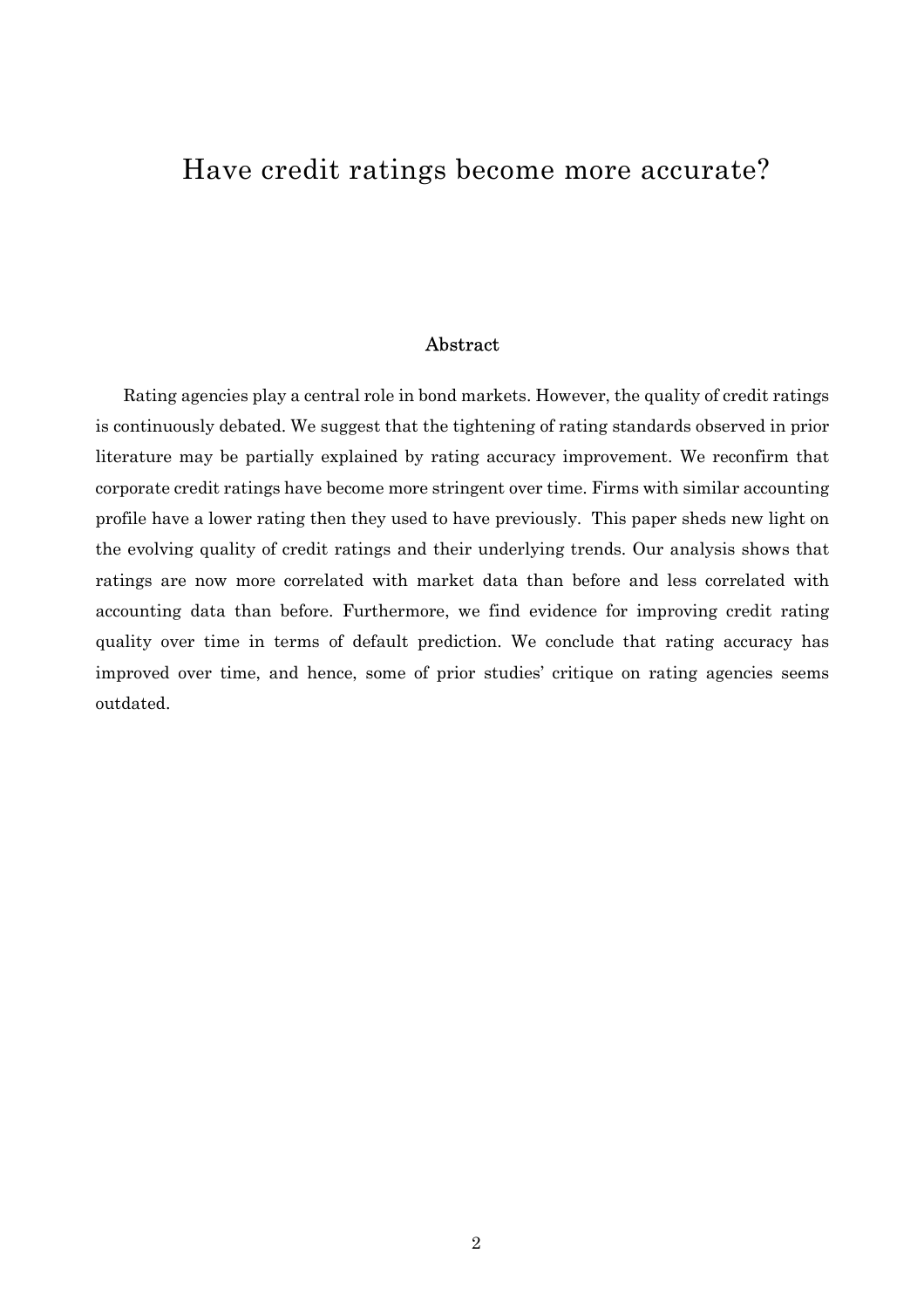# Have credit ratings become more accurate?

## Abstract

Rating agencies play a central role in bond markets. However, the quality of credit ratings is continuously debated. We suggest that the tightening of rating standards observed in prior literature may be partially explained by rating accuracy improvement. We reconfirm that corporate credit ratings have become more stringent over time. Firms with similar accounting profile have a lower rating then they used to have previously. This paper sheds new light on the evolving quality of credit ratings and their underlying trends. Our analysis shows that ratings are now more correlated with market data than before and less correlated with accounting data than before. Furthermore, we find evidence for improving credit rating quality over time in terms of default prediction. We conclude that rating accuracy has improved over time, and hence, some of prior studies' critique on rating agencies seems outdated.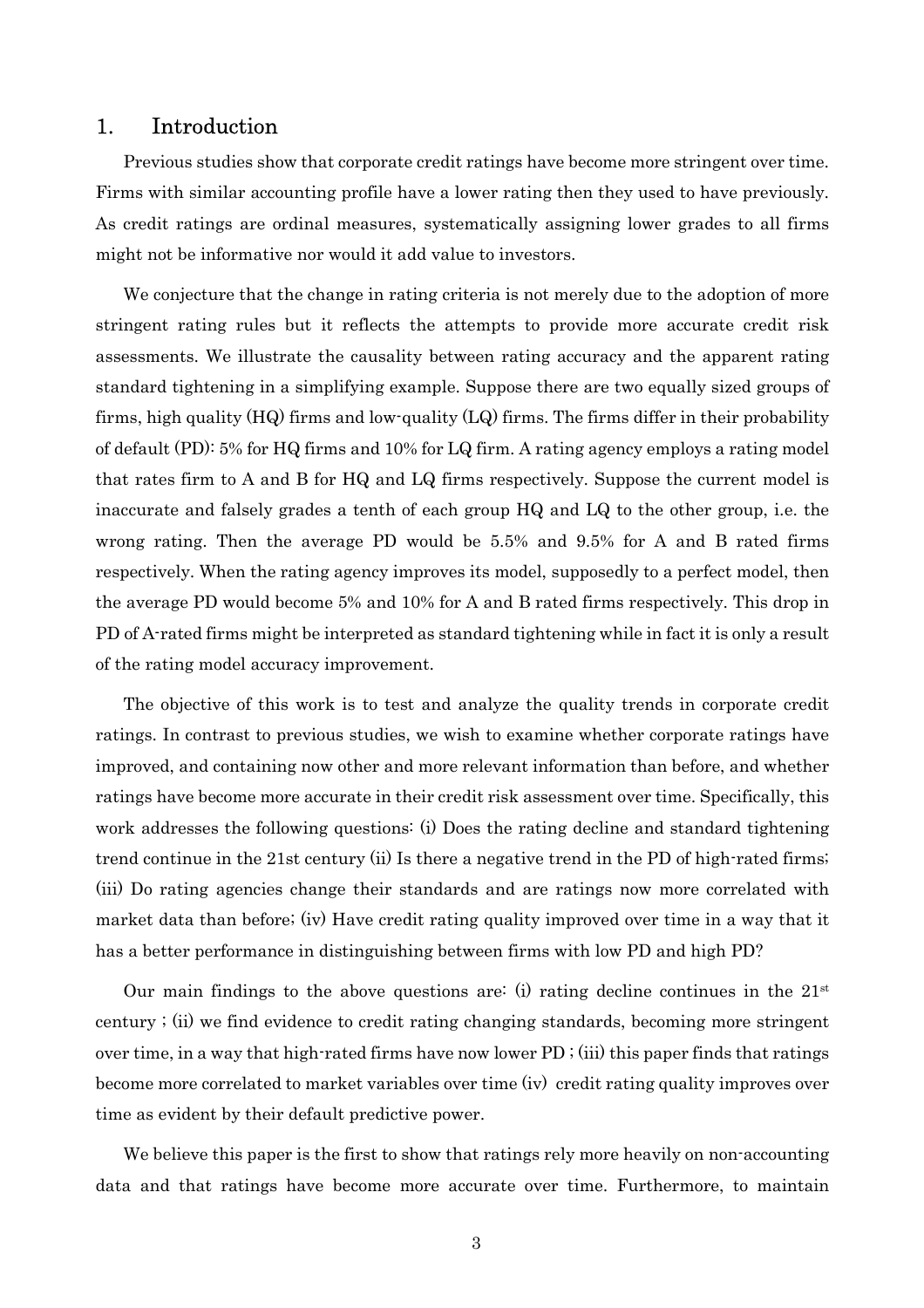# 1. Introduction

Previous studies show that corporate credit ratings have become more stringent over time. Firms with similar accounting profile have a lower rating then they used to have previously. As credit ratings are ordinal measures, systematically assigning lower grades to all firms might not be informative nor would it add value to investors.

We conjecture that the change in rating criteria is not merely due to the adoption of more stringent rating rules but it reflects the attempts to provide more accurate credit risk assessments. We illustrate the causality between rating accuracy and the apparent rating standard tightening in a simplifying example. Suppose there are two equally sized groups of firms, high quality (HQ) firms and low-quality (LQ) firms. The firms differ in their probability of default (PD): 5% for HQ firms and 10% for LQ firm. A rating agency employs a rating model that rates firm to A and B for HQ and LQ firms respectively. Suppose the current model is inaccurate and falsely grades a tenth of each group HQ and LQ to the other group, i.e. the wrong rating. Then the average PD would be 5.5% and 9.5% for A and B rated firms respectively. When the rating agency improves its model, supposedly to a perfect model, then the average PD would become 5% and 10% for A and B rated firms respectively. This drop in PD of A-rated firms might be interpreted as standard tightening while in fact it is only a result of the rating model accuracy improvement.

The objective of this work is to test and analyze the quality trends in corporate credit ratings. In contrast to previous studies, we wish to examine whether corporate ratings have improved, and containing now other and more relevant information than before, and whether ratings have become more accurate in their credit risk assessment over time. Specifically, this work addresses the following questions: (i) Does the rating decline and standard tightening trend continue in the 21st century (ii) Is there a negative trend in the PD of high-rated firms; (iii) Do rating agencies change their standards and are ratings now more correlated with market data than before; (iv) Have credit rating quality improved over time in a way that it has a better performance in distinguishing between firms with low PD and high PD?

Our main findings to the above questions are: (i) rating decline continues in the 21st century ; (ii) we find evidence to credit rating changing standards, becoming more stringent over time, in a way that high-rated firms have now lower PD ; (iii) this paper finds that ratings become more correlated to market variables over time (iv) credit rating quality improves over time as evident by their default predictive power.

We believe this paper is the first to show that ratings rely more heavily on non-accounting data and that ratings have become more accurate over time. Furthermore, to maintain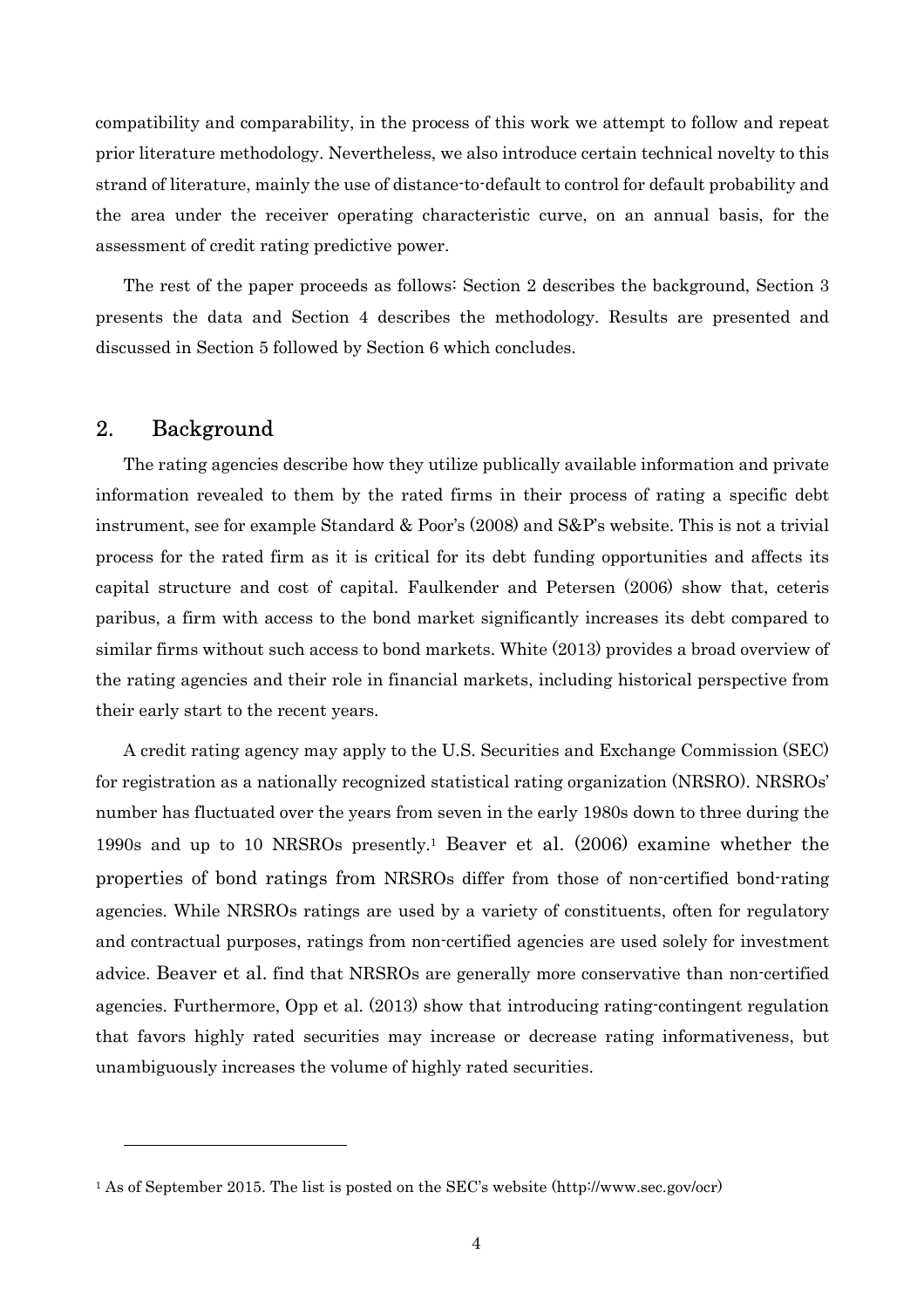compatibility and comparability, in the process of this work we attempt to follow and repeat prior literature methodology. Nevertheless, we also introduce certain technical novelty to this strand of literature, mainly the use of distance-to-default to control for default probability and the area under the receiver operating characteristic curve, on an annual basis, for the assessment of credit rating predictive power.

The rest of the paper proceeds as follows: Section 2 describes the background, Section 3 presents the data and Section 4 describes the methodology. Results are presented and discussed in Section 5 followed by Section 6 which concludes.

## 2. Background

The rating agencies describe how they utilize publically available information and private information revealed to them by the rated firms in their process of rating a specific debt instrument, see for example Standard & Poor's (2008) and S&P's website. This is not a trivial process for the rated firm as it is critical for its debt funding opportunities and affects its capital structure and cost of capital. Faulkender and Petersen (2006) show that, ceteris paribus, a firm with access to the bond market significantly increases its debt compared to similar firms without such access to bond markets. White (2013) provides a broad overview of the rating agencies and their role in financial markets, including historical perspective from their early start to the recent years.

A credit rating agency may apply to the U.S. Securities and Exchange Commission (SEC) for registration as a nationally recognized statistical rating organization (NRSRO). NRSROs' number has fluctuated over the years from seven in the early 1980s down to three during the 1990s and up to 10 NRSROs presently.[1] Beaver et al. (2006) examine whether the properties of bond ratings from NRSROs differ from those of non-certified bond-rating agencies. While NRSROs ratings are used by a variety of constituents, often for regulatory and contractual purposes, ratings from non-certified agencies are used solely for investment advice. Beaver et al. find that NRSROs are generally more conservative than non-certified agencies. Furthermore, Opp et al. (2013) show that introducing rating-contingent regulation that favors highly rated securities may increase or decrease rating informativeness, but unambiguously increases the volume of highly rated securities.

[1] As of September 2015. The list is posted on the SEC's website (http://www.sec.gov/ocr)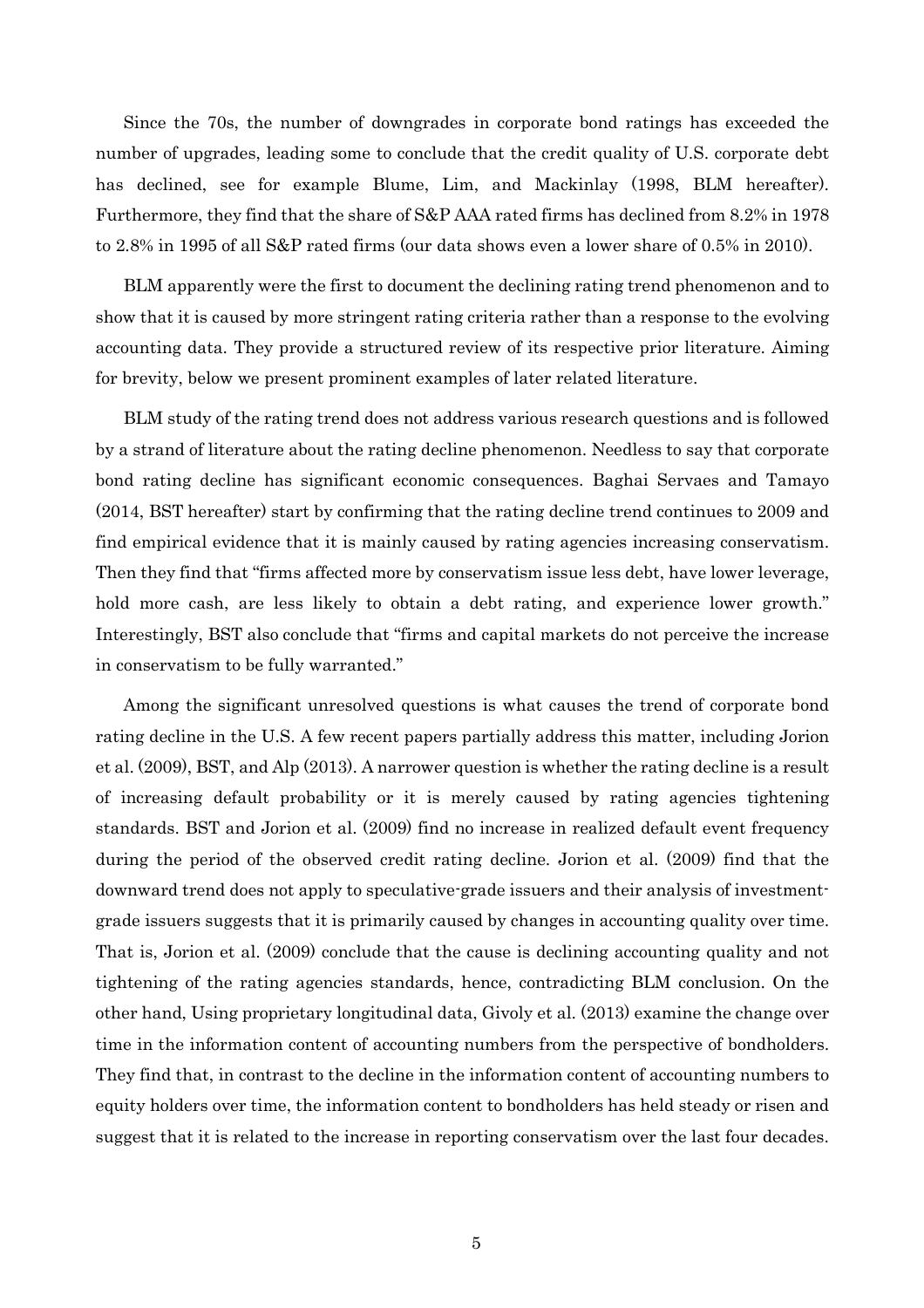Since the 70s, the number of downgrades in corporate bond ratings has exceeded the number of upgrades, leading some to conclude that the credit quality of U.S. corporate debt has declined, see for example Blume, Lim, and Mackinlay (1998, BLM hereafter). Furthermore, they find that the share of S&P AAA rated firms has declined from 8.2% in 1978 to 2.8% in 1995 of all S&P rated firms (our data shows even a lower share of 0.5% in 2010).

BLM apparently were the first to document the declining rating trend phenomenon and to show that it is caused by more stringent rating criteria rather than a response to the evolving accounting data. They provide a structured review of its respective prior literature. Aiming for brevity, below we present prominent examples of later related literature.

BLM study of the rating trend does not address various research questions and is followed by a strand of literature about the rating decline phenomenon. Needless to say that corporate bond rating decline has significant economic consequences. Baghai Servaes and Tamayo (2014, BST hereafter) start by confirming that the rating decline trend continues to 2009 and find empirical evidence that it is mainly caused by rating agencies increasing conservatism. Then they find that "firms affected more by conservatism issue less debt, have lower leverage, hold more cash, are less likely to obtain a debt rating, and experience lower growth." Interestingly, BST also conclude that "firms and capital markets do not perceive the increase in conservatism to be fully warranted."

Among the significant unresolved questions is what causes the trend of corporate bond rating decline in the U.S. A few recent papers partially address this matter, including Jorion et al. (2009), BST, and Alp (2013). A narrower question is whether the rating decline is a result of increasing default probability or it is merely caused by rating agencies tightening standards. BST and Jorion et al. (2009) find no increase in realized default event frequency during the period of the observed credit rating decline. Jorion et al. (2009) find that the downward trend does not apply to speculative-grade issuers and their analysis of investment-grade issuers suggests that it is primarily caused by changes in accounting quality over time. That is, Jorion et al. (2009) conclude that the cause is declining accounting quality and not tightening of the rating agencies standards, hence, contradicting BLM conclusion. On the other hand, Using proprietary longitudinal data, Givoly et al. (2013) examine the change over time in the information content of accounting numbers from the perspective of bondholders. They find that, in contrast to the decline in the information content of accounting numbers to equity holders over time, the information content to bondholders has held steady or risen and suggest that it is related to the increase in reporting conservatism over the last four decades.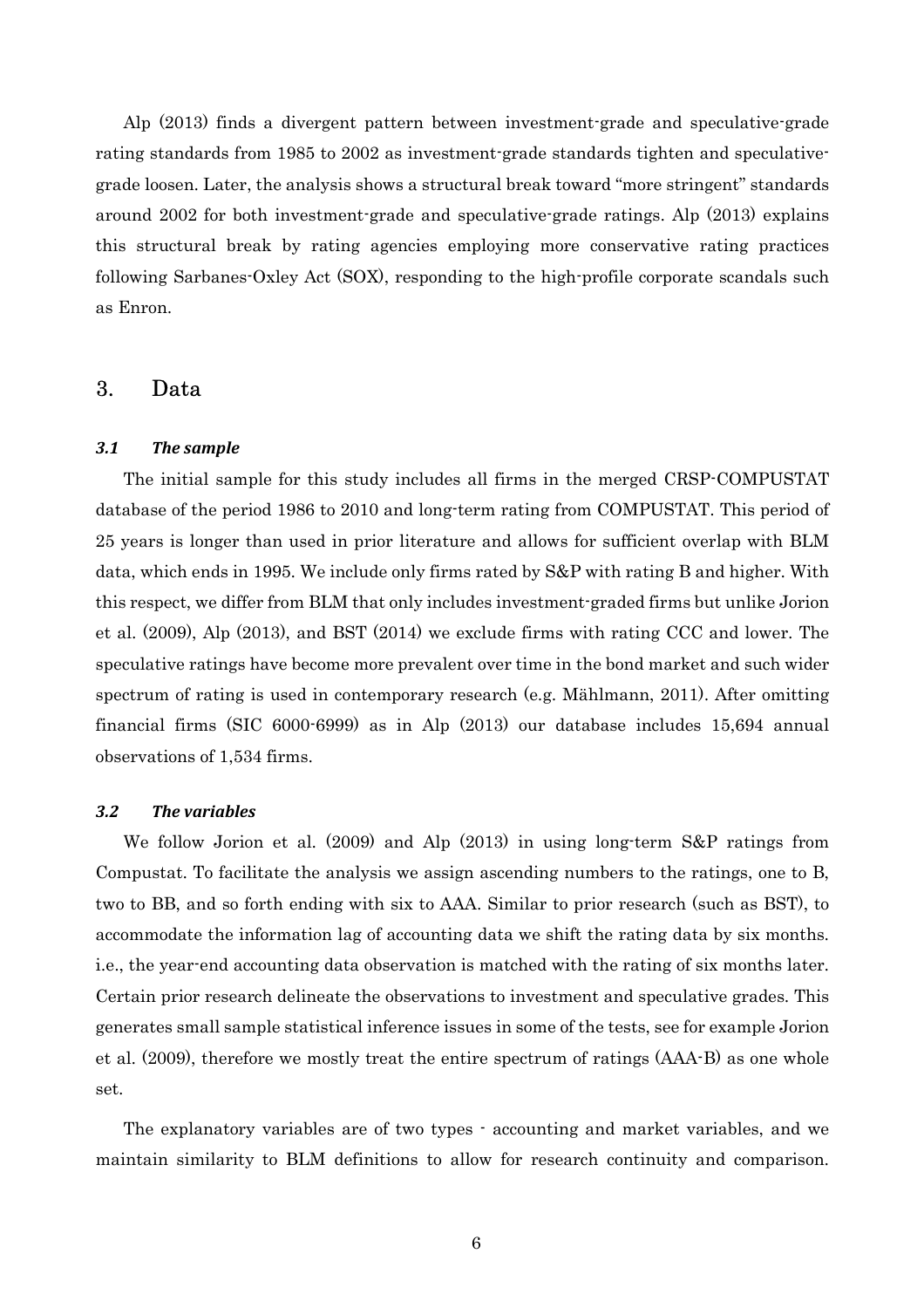Alp (2013) finds a divergent pattern between investment-grade and speculative-grade rating standards from 1985 to 2002 as investment-grade standards tighten and speculative-grade loosen. Later, the analysis shows a structural break toward "more stringent" standards around 2002 for both investment-grade and speculative-grade ratings. Alp (2013) explains this structural break by rating agencies employing more conservative rating practices following Sarbanes-Oxley Act (SOX), responding to the high-profile corporate scandals such as Enron.

## 3. Data

### *3.1 The sample*

The initial sample for this study includes all firms in the merged CRSP-COMPUSTAT database of the period 1986 to 2010 and long-term rating from COMPUSTAT. This period of 25 years is longer than used in prior literature and allows for sufficient overlap with BLM data, which ends in 1995. We include only firms rated by S&P with rating B and higher. With this respect, we differ from BLM that only includes investment-graded firms but unlike Jorion et al. (2009), Alp (2013), and BST (2014) we exclude firms with rating CCC and lower. The speculative ratings have become more prevalent over time in the bond market and such wider spectrum of rating is used in contemporary research (e.g. Mählmann, 2011). After omitting financial firms (SIC 6000-6999) as in Alp (2013) our database includes 15,694 annual observations of 1,534 firms.

### *3.2 The variables*

We follow Jorion et al. (2009) and Alp (2013) in using long-term S&P ratings from Compustat. To facilitate the analysis we assign ascending numbers to the ratings, one to B, two to BB, and so forth ending with six to AAA. Similar to prior research (such as BST), to accommodate the information lag of accounting data we shift the rating data by six months. i.e., the year-end accounting data observation is matched with the rating of six months later. Certain prior research delineate the observations to investment and speculative grades. This generates small sample statistical inference issues in some of the tests, see for example Jorion et al. (2009), therefore we mostly treat the entire spectrum of ratings (AAA-B) as one whole set.

The explanatory variables are of two types - accounting and market variables, and we maintain similarity to BLM definitions to allow for research continuity and comparison.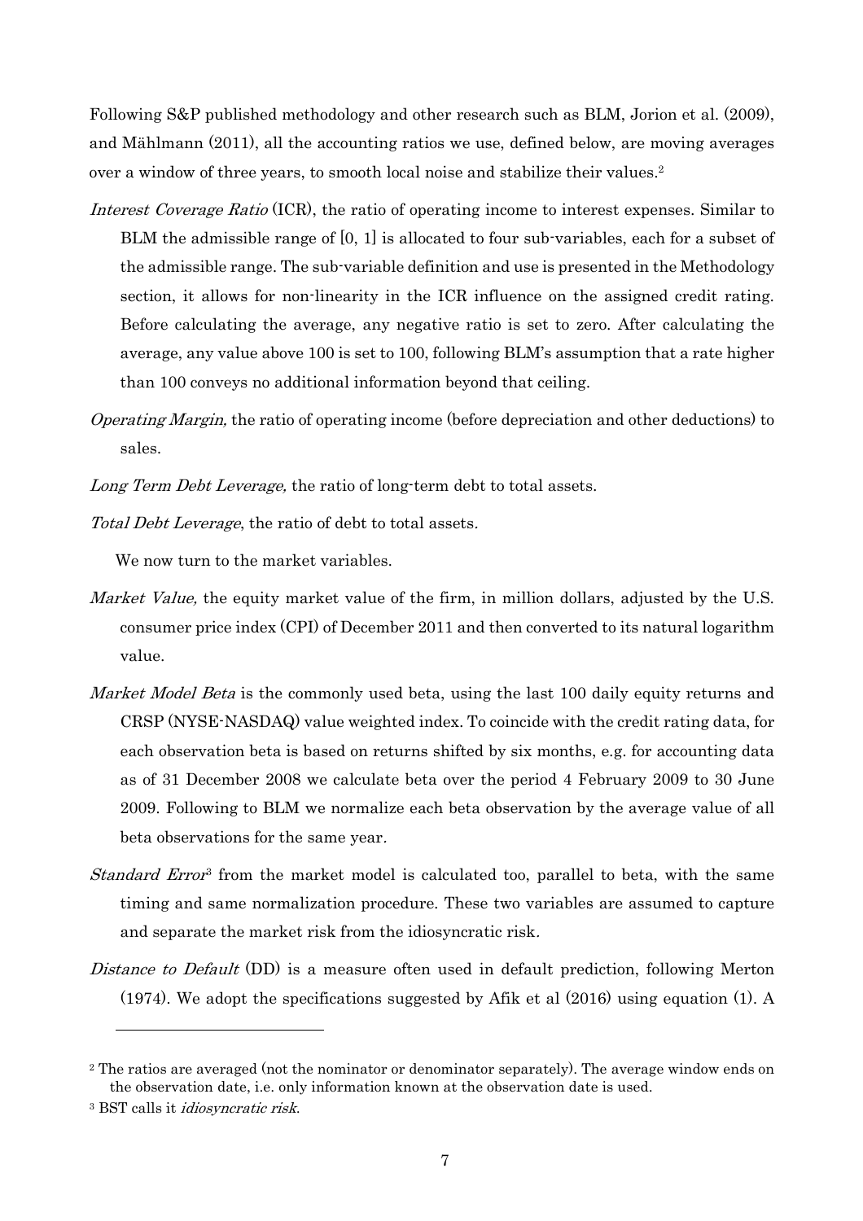Following S&P published methodology and other research such as BLM, Jorion et al. (2009), and Mählmann (2011), all the accounting ratios we use, defined below, are moving averages over a window of three years, to smooth local noise and stabilize their values.[2]

*Interest Coverage Ratio* (ICR), the ratio of operating income to interest expenses. Similar to BLM the admissible range of [0, 1] is allocated to four sub-variables, each for a subset of the admissible range. The sub-variable definition and use is presented in the Methodology section, it allows for non-linearity in the ICR influence on the assigned credit rating. Before calculating the average, any negative ratio is set to zero. After calculating the average, any value above 100 is set to 100, following BLM's assumption that a rate higher than 100 conveys no additional information beyond that ceiling.

*Operating Margin,* the ratio of operating income (before depreciation and other deductions) to sales.

*Long Term Debt Leverage,* the ratio of long-term debt to total assets.

*Total Debt Leverage*, the ratio of debt to total assets.

We now turn to the market variables.

*Market Value,* the equity market value of the firm, in million dollars, adjusted by the U.S. consumer price index (CPI) of December 2011 and then converted to its natural logarithm value.

*Market Model Beta* is the commonly used beta, using the last 100 daily equity returns and CRSP (NYSE-NASDAQ) value weighted index. To coincide with the credit rating data, for each observation beta is based on returns shifted by six months, e.g. for accounting data as of 31 December 2008 we calculate beta over the period 4 February 2009 to 30 June 2009. Following to BLM we normalize each beta observation by the average value of all beta observations for the same year.

*Standard Error*[3] from the market model is calculated too, parallel to beta, with the same timing and same normalization procedure. These two variables are assumed to capture and separate the market risk from the idiosyncratic risk.

*Distance to Default* (DD) is a measure often used in default prediction, following Merton (1974). We adopt the specifications suggested by Afik et al (2016) using equation (1). A

---

[2] The ratios are averaged (not the nominator or denominator separately). The average window ends on the observation date, i.e. only information known at the observation date is used.

[3] BST calls it *idiosyncratic risk*.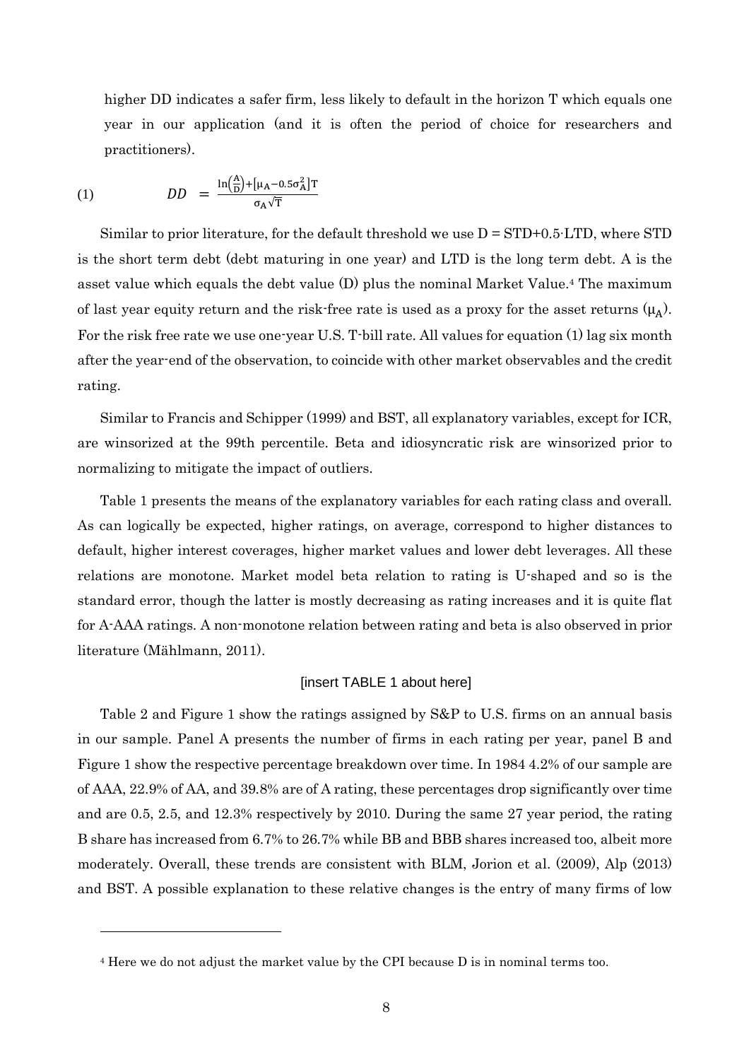higher DD indicates a safer firm, less likely to default in the horizon T which equals one year in our application (and it is often the period of choice for researchers and practitioners).

$$DD = \frac{\ln\left(\frac{A}{D}\right)+[\mu_A - 0.5\sigma_A^2]T}{\sigma_A\sqrt{T}} \tag{1}$$

Similar to prior literature, for the default threshold we use D = STD+0.5·LTD, where STD is the short term debt (debt maturing in one year) and LTD is the long term debt. A is the asset value which equals the debt value (D) plus the nominal Market Value.[4] The maximum of last year equity return and the risk-free rate is used as a proxy for the asset returns ($\mu_A$). For the risk free rate we use one-year U.S. T-bill rate. All values for equation (1) lag six month after the year-end of the observation, to coincide with other market observables and the credit rating.

Similar to Francis and Schipper (1999) and BST, all explanatory variables, except for ICR, are winsorized at the 99th percentile. Beta and idiosyncratic risk are winsorized prior to normalizing to mitigate the impact of outliers.

Table 1 presents the means of the explanatory variables for each rating class and overall. As can logically be expected, higher ratings, on average, correspond to higher distances to default, higher interest coverages, higher market values and lower debt leverages. All these relations are monotone. Market model beta relation to rating is U-shaped and so is the standard error, though the latter is mostly decreasing as rating increases and it is quite flat for A-AAA ratings. A non-monotone relation between rating and beta is also observed in prior literature (Mählmann, 2011).

[insert TABLE 1 about here]

Table 2 and Figure 1 show the ratings assigned by S&P to U.S. firms on an annual basis in our sample. Panel A presents the number of firms in each rating per year, panel B and Figure 1 show the respective percentage breakdown over time. In 1984 4.2% of our sample are of AAA, 22.9% of AA, and 39.8% are of A rating, these percentages drop significantly over time and are 0.5, 2.5, and 12.3% respectively by 2010. During the same 27 year period, the rating B share has increased from 6.7% to 26.7% while BB and BBB shares increased too, albeit more moderately. Overall, these trends are consistent with BLM, Jorion et al. (2009), Alp (2013) and BST. A possible explanation to these relative changes is the entry of many firms of low

---

[4] Here we do not adjust the market value by the CPI because D is in nominal terms too.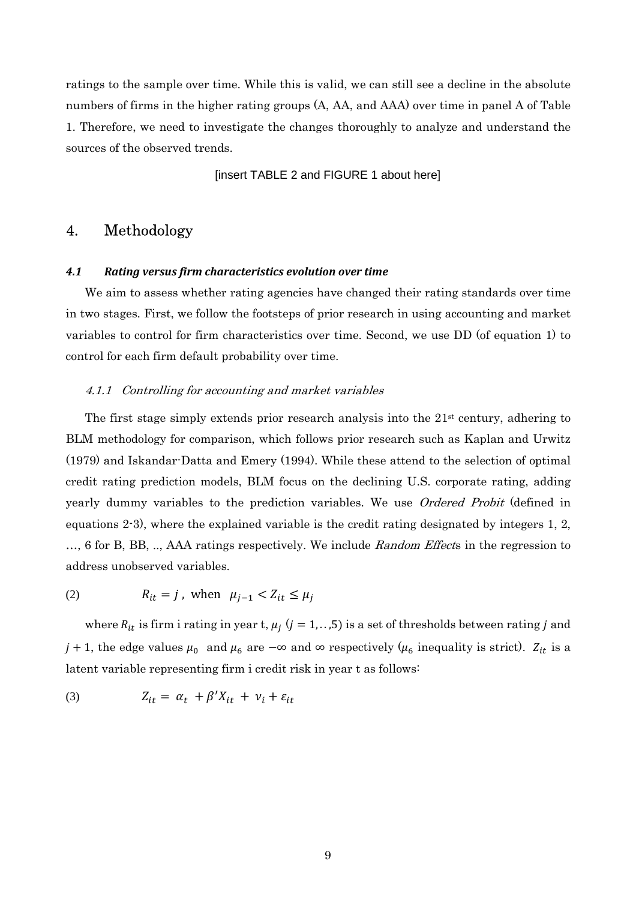ratings to the sample over time. While this is valid, we can still see a decline in the absolute numbers of firms in the higher rating groups (A, AA, and AAA) over time in panel A of Table 1. Therefore, we need to investigate the changes thoroughly to analyze and understand the sources of the observed trends.

[insert TABLE 2 and FIGURE 1 about here]

# 4. Methodology

### *4.1 Rating versus firm characteristics evolution over time*

We aim to assess whether rating agencies have changed their rating standards over time in two stages. First, we follow the footsteps of prior research in using accounting and market variables to control for firm characteristics over time. Second, we use DD (of equation 1) to control for each firm default probability over time.

#### *4.1.1 Controlling for accounting and market variables*

The first stage simply extends prior research analysis into the 21st century, adhering to BLM methodology for comparison, which follows prior research such as Kaplan and Urwitz (1979) and Iskandar-Datta and Emery (1994). While these attend to the selection of optimal credit rating prediction models, BLM focus on the declining U.S. corporate rating, adding yearly dummy variables to the prediction variables. We use *Ordered Probit* (defined in equations 2-3), where the explained variable is the credit rating designated by integers 1, 2, …, 6 for B, BB, .., AAA ratings respectively. We include *Random Effect*s in the regression to address unobserved variables.

$$R_{it} = j\,, \text{ when } \mu_{j-1} < Z_{it} \leq \mu_j \tag{2}$$

where $R_{it}$ is firm i rating in year t, $\mu_j$ ($j = 1,..,5$) is a set of thresholds between rating $j$ and $j+1$, the edge values $\mu_0$ and $\mu_6$ are $-\infty$ and $\infty$ respectively ($\mu_6$ inequality is strict). $Z_{it}$ is a latent variable representing firm i credit risk in year t as follows:

$$Z_{it} = \alpha_t + \beta' X_{it} + \nu_i + \varepsilon_{it} \tag{3}$$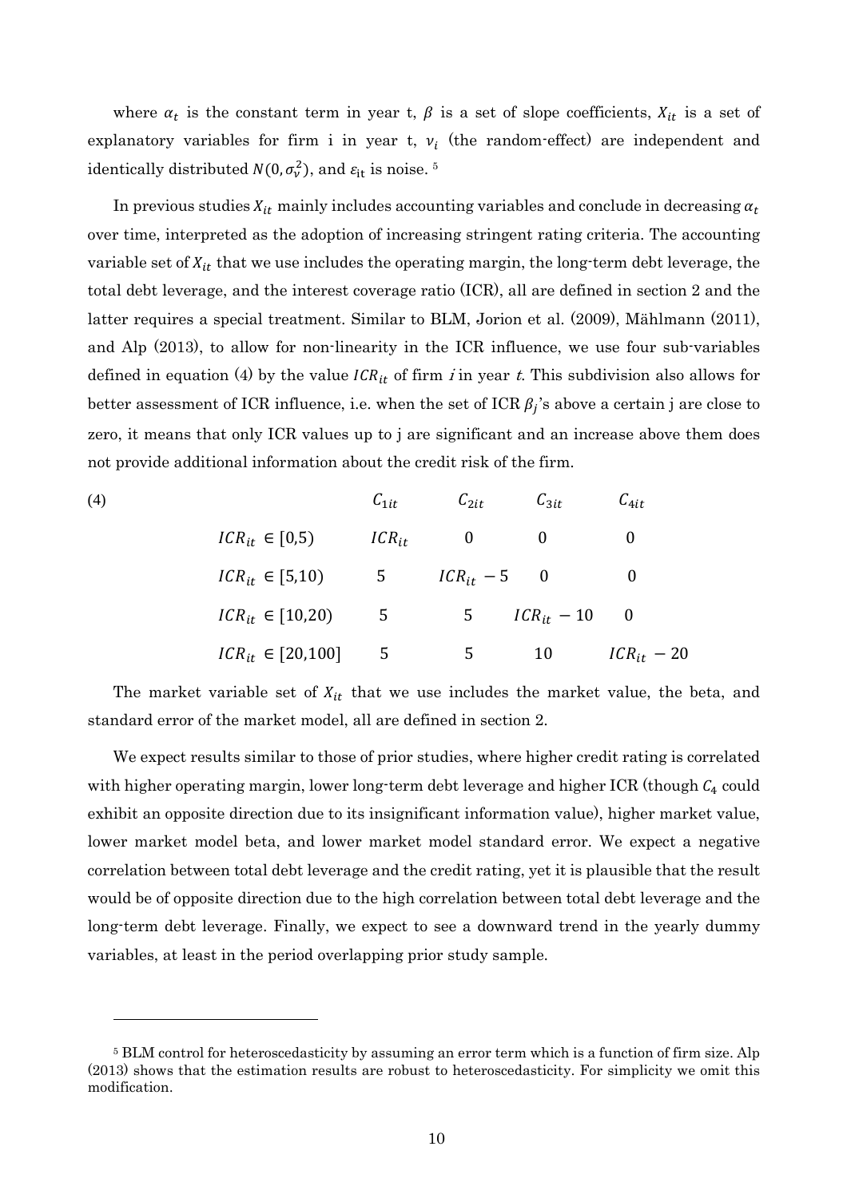where $\alpha_t$ is the constant term in year t, $\beta$ is a set of slope coefficients, $X_{it}$ is a set of explanatory variables for firm i in year t, $v_i$ (the random-effect) are independent and identically distributed $N(0, \sigma_v^2)$, and $\varepsilon_{it}$ is noise. [5]

In previous studies $X_{it}$ mainly includes accounting variables and conclude in decreasing $\alpha_t$ over time, interpreted as the adoption of increasing stringent rating criteria. The accounting variable set of $X_{it}$ that we use includes the operating margin, the long-term debt leverage, the total debt leverage, and the interest coverage ratio (ICR), all are defined in section 2 and the latter requires a special treatment. Similar to BLM, Jorion et al. (2009), Mählmann (2011), and Alp (2013), to allow for non-linearity in the ICR influence, we use four sub-variables defined in equation (4) by the value $ICR_{it}$ of firm *i* in year *t*. This subdivision also allows for better assessment of ICR influence, i.e. when the set of ICR $\beta_j$'s above a certain j are close to zero, it means that only ICR values up to j are significant and an increase above them does not provide additional information about the credit risk of the firm.

(4)

| | $C_{1it}$ | $C_{2it}$ | $C_{3it}$ | $C_{4it}$ |
|---|---|---|---|---|
| $ICR_{it} \in [0,5)$ | $ICR_{it}$ | 0 | 0 | 0 |
| $ICR_{it} \in [5,10)$ | 5 | $ICR_{it} - 5$ | 0 | 0 |
| $ICR_{it} \in [10,20)$ | 5 | 5 | $ICR_{it} - 10$ | 0 |
| $ICR_{it} \in [20,100]$ | 5 | 5 | 10 | $ICR_{it} - 20$ |

The market variable set of $X_{it}$ that we use includes the market value, the beta, and standard error of the market model, all are defined in section 2.

We expect results similar to those of prior studies, where higher credit rating is correlated with higher operating margin, lower long-term debt leverage and higher ICR (though $C_4$ could exhibit an opposite direction due to its insignificant information value), higher market value, lower market model beta, and lower market model standard error. We expect a negative correlation between total debt leverage and the credit rating, yet it is plausible that the result would be of opposite direction due to the high correlation between total debt leverage and the long-term debt leverage. Finally, we expect to see a downward trend in the yearly dummy variables, at least in the period overlapping prior study sample.

---

[5] BLM control for heteroscedasticity by assuming an error term which is a function of firm size. Alp (2013) shows that the estimation results are robust to heteroscedasticity. For simplicity we omit this modification.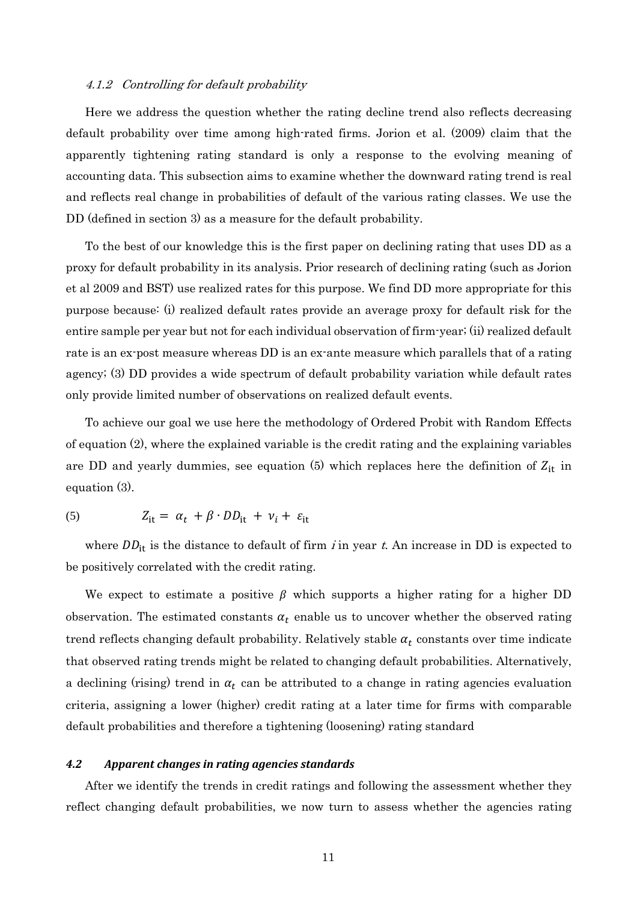#### *4.1.2 Controlling for default probability*

Here we address the question whether the rating decline trend also reflects decreasing default probability over time among high-rated firms. Jorion et al. (2009) claim that the apparently tightening rating standard is only a response to the evolving meaning of accounting data. This subsection aims to examine whether the downward rating trend is real and reflects real change in probabilities of default of the various rating classes. We use the DD (defined in section 3) as a measure for the default probability.

To the best of our knowledge this is the first paper on declining rating that uses DD as a proxy for default probability in its analysis. Prior research of declining rating (such as Jorion et al 2009 and BST) use realized rates for this purpose. We find DD more appropriate for this purpose because: (i) realized default rates provide an average proxy for default risk for the entire sample per year but not for each individual observation of firm-year; (ii) realized default rate is an ex-post measure whereas DD is an ex-ante measure which parallels that of a rating agency; (3) DD provides a wide spectrum of default probability variation while default rates only provide limited number of observations on realized default events.

To achieve our goal we use here the methodology of Ordered Probit with Random Effects of equation (2), where the explained variable is the credit rating and the explaining variables are DD and yearly dummies, see equation (5) which replaces here the definition of $Z_{it}$ in equation (3).

$$Z_{it} = \alpha_t + \beta \cdot DD_{it} + \nu_i + \varepsilon_{it} \tag{5}$$

where $DD_{it}$ is the distance to default of firm $i$ in year $t$. An increase in DD is expected to be positively correlated with the credit rating.

We expect to estimate a positive $\beta$ which supports a higher rating for a higher DD observation. The estimated constants $\alpha_t$ enable us to uncover whether the observed rating trend reflects changing default probability. Relatively stable $\alpha_t$ constants over time indicate that observed rating trends might be related to changing default probabilities. Alternatively, a declining (rising) trend in $\alpha_t$ can be attributed to a change in rating agencies evaluation criteria, assigning a lower (higher) credit rating at a later time for firms with comparable default probabilities and therefore a tightening (loosening) rating standard

### *4.2 Apparent changes in rating agencies standards*

After we identify the trends in credit ratings and following the assessment whether they reflect changing default probabilities, we now turn to assess whether the agencies rating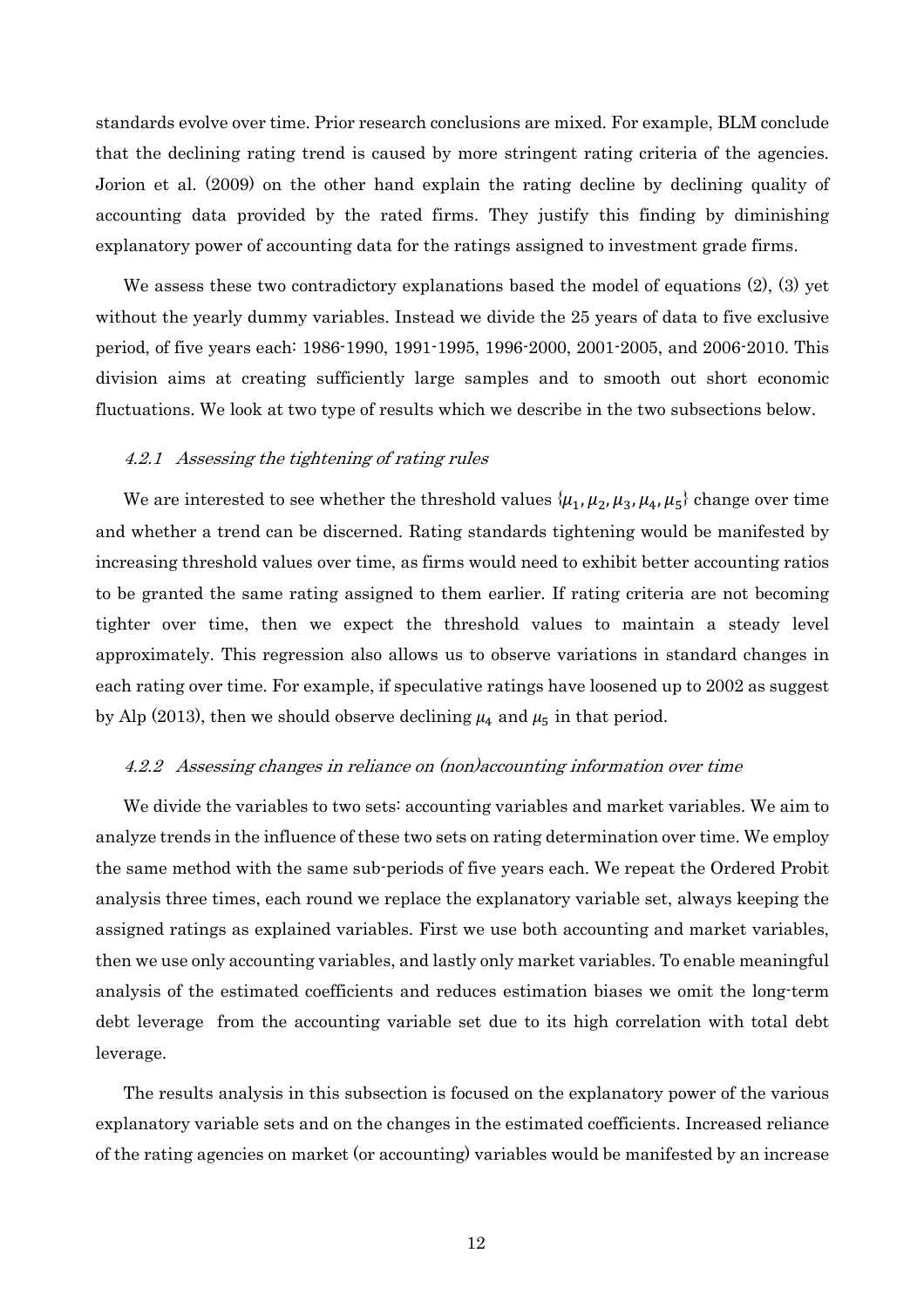standards evolve over time. Prior research conclusions are mixed. For example, BLM conclude that the declining rating trend is caused by more stringent rating criteria of the agencies. Jorion et al. (2009) on the other hand explain the rating decline by declining quality of accounting data provided by the rated firms. They justify this finding by diminishing explanatory power of accounting data for the ratings assigned to investment grade firms.

We assess these two contradictory explanations based the model of equations (2), (3) yet without the yearly dummy variables. Instead we divide the 25 years of data to five exclusive period, of five years each: 1986-1990, 1991-1995, 1996-2000, 2001-2005, and 2006-2010. This division aims at creating sufficiently large samples and to smooth out short economic fluctuations. We look at two type of results which we describe in the two subsections below.

#### *4.2.1 Assessing the tightening of rating rules*

We are interested to see whether the threshold values $\{\mu_1, \mu_2, \mu_3, \mu_4, \mu_5\}$ change over time and whether a trend can be discerned. Rating standards tightening would be manifested by increasing threshold values over time, as firms would need to exhibit better accounting ratios to be granted the same rating assigned to them earlier. If rating criteria are not becoming tighter over time, then we expect the threshold values to maintain a steady level approximately. This regression also allows us to observe variations in standard changes in each rating over time. For example, if speculative ratings have loosened up to 2002 as suggest by Alp (2013), then we should observe declining $\mu_4$ and $\mu_5$ in that period.

#### *4.2.2 Assessing changes in reliance on (non)accounting information over time*

We divide the variables to two sets: accounting variables and market variables. We aim to analyze trends in the influence of these two sets on rating determination over time. We employ the same method with the same sub-periods of five years each. We repeat the Ordered Probit analysis three times, each round we replace the explanatory variable set, always keeping the assigned ratings as explained variables. First we use both accounting and market variables, then we use only accounting variables, and lastly only market variables. To enable meaningful analysis of the estimated coefficients and reduces estimation biases we omit the long-term debt leverage from the accounting variable set due to its high correlation with total debt leverage.

The results analysis in this subsection is focused on the explanatory power of the various explanatory variable sets and on the changes in the estimated coefficients. Increased reliance of the rating agencies on market (or accounting) variables would be manifested by an increase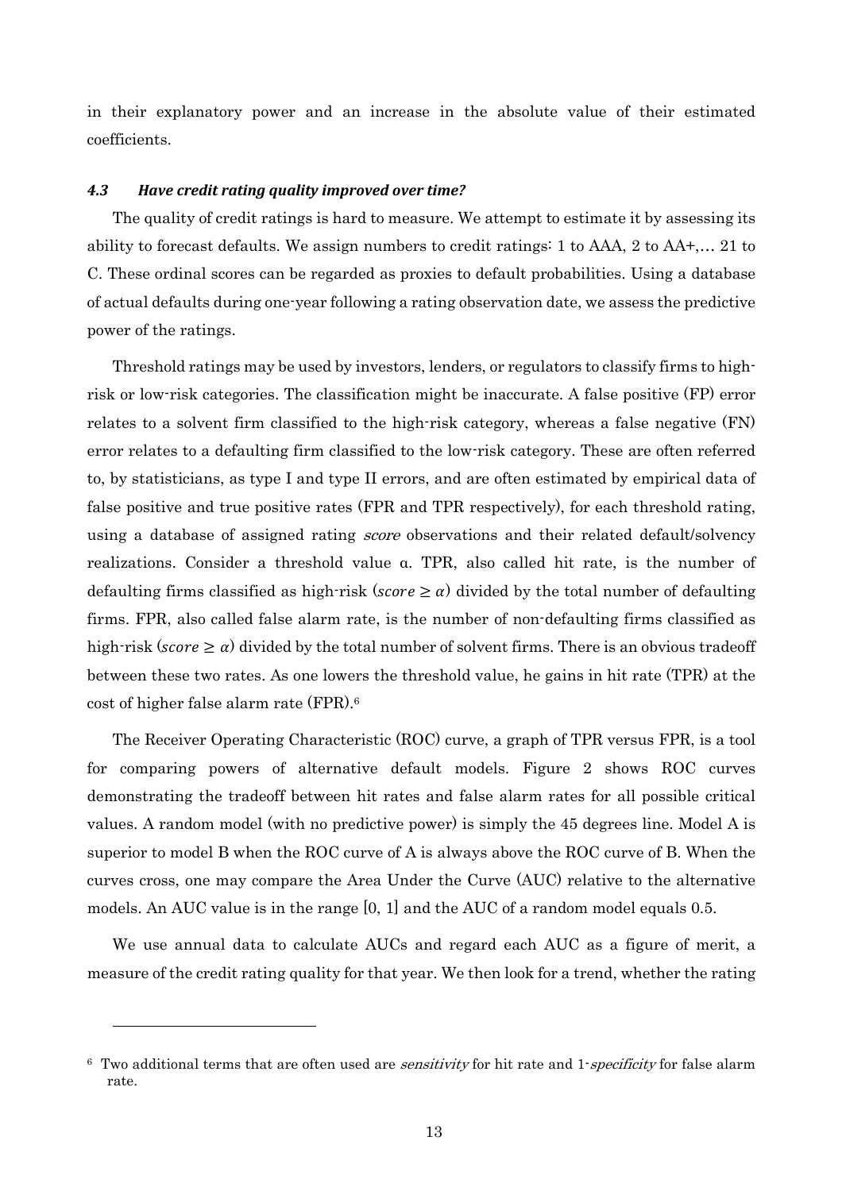in their explanatory power and an increase in the absolute value of their estimated coefficients.

### *4.3 Have credit rating quality improved over time?*

The quality of credit ratings is hard to measure. We attempt to estimate it by assessing its ability to forecast defaults. We assign numbers to credit ratings: 1 to AAA, 2 to AA+,… 21 to C. These ordinal scores can be regarded as proxies to default probabilities. Using a database of actual defaults during one-year following a rating observation date, we assess the predictive power of the ratings.

Threshold ratings may be used by investors, lenders, or regulators to classify firms to high-risk or low-risk categories. The classification might be inaccurate. A false positive (FP) error relates to a solvent firm classified to the high-risk category, whereas a false negative (FN) error relates to a defaulting firm classified to the low-risk category. These are often referred to, by statisticians, as type I and type II errors, and are often estimated by empirical data of false positive and true positive rates (FPR and TPR respectively), for each threshold rating, using a database of assigned rating *score* observations and their related default/solvency realizations. Consider a threshold value α. TPR, also called hit rate, is the number of defaulting firms classified as high-risk ($score \geq \alpha$) divided by the total number of defaulting firms. FPR, also called false alarm rate, is the number of non-defaulting firms classified as high-risk ($score \geq \alpha$) divided by the total number of solvent firms. There is an obvious tradeoff between these two rates. As one lowers the threshold value, he gains in hit rate (TPR) at the cost of higher false alarm rate (FPR).[6]

The Receiver Operating Characteristic (ROC) curve, a graph of TPR versus FPR, is a tool for comparing powers of alternative default models. Figure 2 shows ROC curves demonstrating the tradeoff between hit rates and false alarm rates for all possible critical values. A random model (with no predictive power) is simply the 45 degrees line. Model A is superior to model B when the ROC curve of A is always above the ROC curve of B. When the curves cross, one may compare the Area Under the Curve (AUC) relative to the alternative models. An AUC value is in the range [0, 1] and the AUC of a random model equals 0.5.

We use annual data to calculate AUCs and regard each AUC as a figure of merit, a measure of the credit rating quality for that year. We then look for a trend, whether the rating

---

[6] Two additional terms that are often used are *sensitivity* for hit rate and 1-*specificity* for false alarm rate.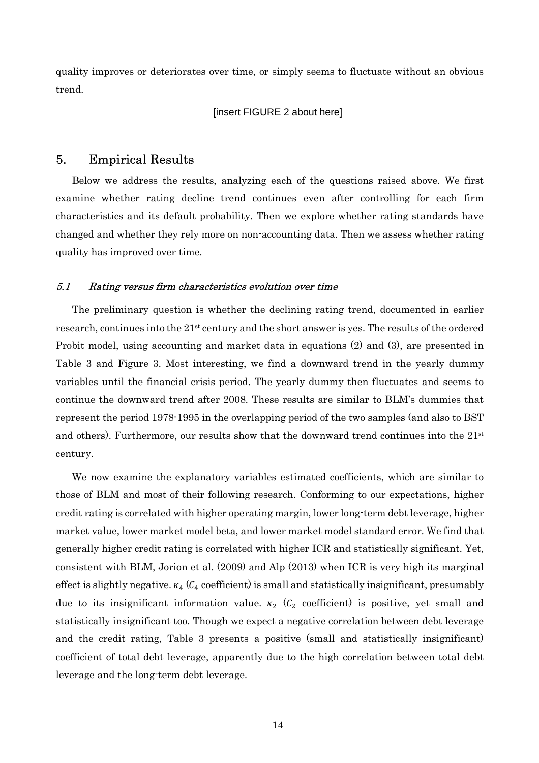quality improves or deteriorates over time, or simply seems to fluctuate without an obvious trend.

[insert FIGURE 2 about here]

## 5. Empirical Results

Below we address the results, analyzing each of the questions raised above. We first examine whether rating decline trend continues even after controlling for each firm characteristics and its default probability. Then we explore whether rating standards have changed and whether they rely more on non-accounting data. Then we assess whether rating quality has improved over time.

### *5.1 Rating versus firm characteristics evolution over time*

The preliminary question is whether the declining rating trend, documented in earlier research, continues into the 21st century and the short answer is yes. The results of the ordered Probit model, using accounting and market data in equations (2) and (3), are presented in Table 3 and Figure 3. Most interesting, we find a downward trend in the yearly dummy variables until the financial crisis period. The yearly dummy then fluctuates and seems to continue the downward trend after 2008. These results are similar to BLM's dummies that represent the period 1978-1995 in the overlapping period of the two samples (and also to BST and others). Furthermore, our results show that the downward trend continues into the 21st century.

We now examine the explanatory variables estimated coefficients, which are similar to those of BLM and most of their following research. Conforming to our expectations, higher credit rating is correlated with higher operating margin, lower long-term debt leverage, higher market value, lower market model beta, and lower market model standard error. We find that generally higher credit rating is correlated with higher ICR and statistically significant. Yet, consistent with BLM, Jorion et al. (2009) and Alp (2013) when ICR is very high its marginal effect is slightly negative. $\kappa_4$ ($C_4$ coefficient) is small and statistically insignificant, presumably due to its insignificant information value. $\kappa_2$ ($C_2$ coefficient) is positive, yet small and statistically insignificant too. Though we expect a negative correlation between debt leverage and the credit rating, Table 3 presents a positive (small and statistically insignificant) coefficient of total debt leverage, apparently due to the high correlation between total debt leverage and the long-term debt leverage.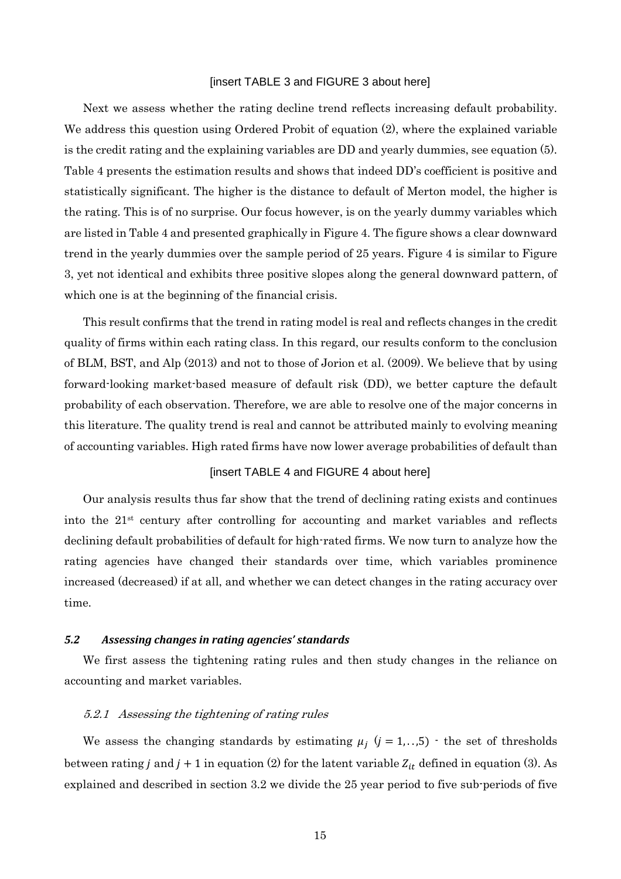[insert TABLE 3 and FIGURE 3 about here]

Next we assess whether the rating decline trend reflects increasing default probability. We address this question using Ordered Probit of equation (2), where the explained variable is the credit rating and the explaining variables are DD and yearly dummies, see equation (5). Table 4 presents the estimation results and shows that indeed DD's coefficient is positive and statistically significant. The higher is the distance to default of Merton model, the higher is the rating. This is of no surprise. Our focus however, is on the yearly dummy variables which are listed in Table 4 and presented graphically in Figure 4. The figure shows a clear downward trend in the yearly dummies over the sample period of 25 years. Figure 4 is similar to Figure 3, yet not identical and exhibits three positive slopes along the general downward pattern, of which one is at the beginning of the financial crisis.

This result confirms that the trend in rating model is real and reflects changes in the credit quality of firms within each rating class. In this regard, our results conform to the conclusion of BLM, BST, and Alp (2013) and not to those of Jorion et al. (2009). We believe that by using forward-looking market-based measure of default risk (DD), we better capture the default probability of each observation. Therefore, we are able to resolve one of the major concerns in this literature. The quality trend is real and cannot be attributed mainly to evolving meaning of accounting variables. High rated firms have now lower average probabilities of default than

[insert TABLE 4 and FIGURE 4 about here]

Our analysis results thus far show that the trend of declining rating exists and continues into the 21st century after controlling for accounting and market variables and reflects declining default probabilities of default for high-rated firms. We now turn to analyze how the rating agencies have changed their standards over time, which variables prominence increased (decreased) if at all, and whether we can detect changes in the rating accuracy over time.

### *5.2 Assessing changes in rating agencies' standards*

We first assess the tightening rating rules and then study changes in the reliance on accounting and market variables.

#### *5.2.1 Assessing the tightening of rating rules*

We assess the changing standards by estimating $\mu_j$ $(j = 1,..,5)$ - the set of thresholds between rating $j$ and $j + 1$ in equation (2) for the latent variable $Z_{it}$ defined in equation (3). As explained and described in section 3.2 we divide the 25 year period to five sub-periods of five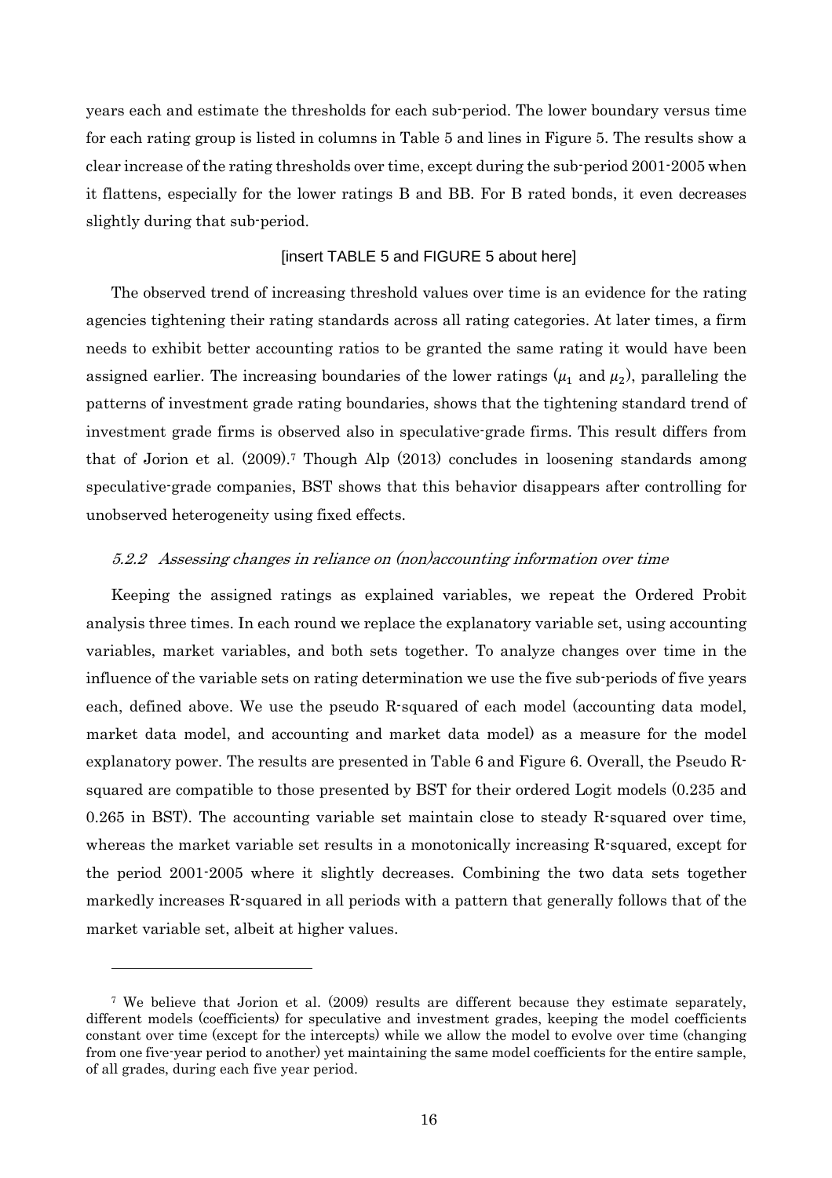years each and estimate the thresholds for each sub-period. The lower boundary versus time for each rating group is listed in columns in Table 5 and lines in Figure 5. The results show a clear increase of the rating thresholds over time, except during the sub-period 2001-2005 when it flattens, especially for the lower ratings B and BB. For B rated bonds, it even decreases slightly during that sub-period.

[insert TABLE 5 and FIGURE 5 about here]

The observed trend of increasing threshold values over time is an evidence for the rating agencies tightening their rating standards across all rating categories. At later times, a firm needs to exhibit better accounting ratios to be granted the same rating it would have been assigned earlier. The increasing boundaries of the lower ratings ($\mu_1$ and $\mu_2$), paralleling the patterns of investment grade rating boundaries, shows that the tightening standard trend of investment grade firms is observed also in speculative-grade firms. This result differs from that of Jorion et al. (2009).[7] Though Alp (2013) concludes in loosening standards among speculative-grade companies, BST shows that this behavior disappears after controlling for unobserved heterogeneity using fixed effects.

#### *5.2.2 Assessing changes in reliance on (non)accounting information over time*

Keeping the assigned ratings as explained variables, we repeat the Ordered Probit analysis three times. In each round we replace the explanatory variable set, using accounting variables, market variables, and both sets together. To analyze changes over time in the influence of the variable sets on rating determination we use the five sub-periods of five years each, defined above. We use the pseudo R-squared of each model (accounting data model, market data model, and accounting and market data model) as a measure for the model explanatory power. The results are presented in Table 6 and Figure 6. Overall, the Pseudo R-squared are compatible to those presented by BST for their ordered Logit models (0.235 and 0.265 in BST). The accounting variable set maintain close to steady R-squared over time, whereas the market variable set results in a monotonically increasing R-squared, except for the period 2001-2005 where it slightly decreases. Combining the two data sets together markedly increases R-squared in all periods with a pattern that generally follows that of the market variable set, albeit at higher values.

---

[7] We believe that Jorion et al. (2009) results are different because they estimate separately, different models (coefficients) for speculative and investment grades, keeping the model coefficients constant over time (except for the intercepts) while we allow the model to evolve over time (changing from one five-year period to another) yet maintaining the same model coefficients for the entire sample, of all grades, during each five year period.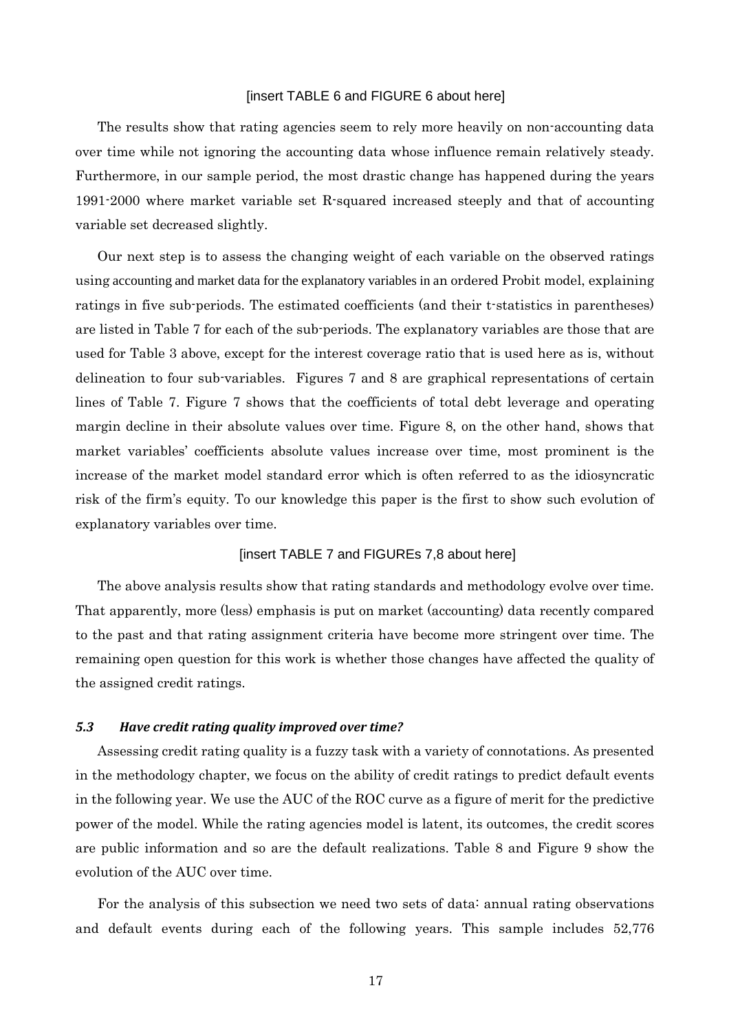[insert TABLE 6 and FIGURE 6 about here]

The results show that rating agencies seem to rely more heavily on non-accounting data over time while not ignoring the accounting data whose influence remain relatively steady. Furthermore, in our sample period, the most drastic change has happened during the years 1991-2000 where market variable set R-squared increased steeply and that of accounting variable set decreased slightly.

Our next step is to assess the changing weight of each variable on the observed ratings using accounting and market data for the explanatory variables in an ordered Probit model, explaining ratings in five sub-periods. The estimated coefficients (and their t-statistics in parentheses) are listed in Table 7 for each of the sub-periods. The explanatory variables are those that are used for Table 3 above, except for the interest coverage ratio that is used here as is, without delineation to four sub-variables. Figures 7 and 8 are graphical representations of certain lines of Table 7. Figure 7 shows that the coefficients of total debt leverage and operating margin decline in their absolute values over time. Figure 8, on the other hand, shows that market variables' coefficients absolute values increase over time, most prominent is the increase of the market model standard error which is often referred to as the idiosyncratic risk of the firm's equity. To our knowledge this paper is the first to show such evolution of explanatory variables over time.

[insert TABLE 7 and FIGUREs 7,8 about here]

The above analysis results show that rating standards and methodology evolve over time. That apparently, more (less) emphasis is put on market (accounting) data recently compared to the past and that rating assignment criteria have become more stringent over time. The remaining open question for this work is whether those changes have affected the quality of the assigned credit ratings.

### *5.3 Have credit rating quality improved over time?*

Assessing credit rating quality is a fuzzy task with a variety of connotations. As presented in the methodology chapter, we focus on the ability of credit ratings to predict default events in the following year. We use the AUC of the ROC curve as a figure of merit for the predictive power of the model. While the rating agencies model is latent, its outcomes, the credit scores are public information and so are the default realizations. Table 8 and Figure 9 show the evolution of the AUC over time.

For the analysis of this subsection we need two sets of data: annual rating observations and default events during each of the following years. This sample includes 52,776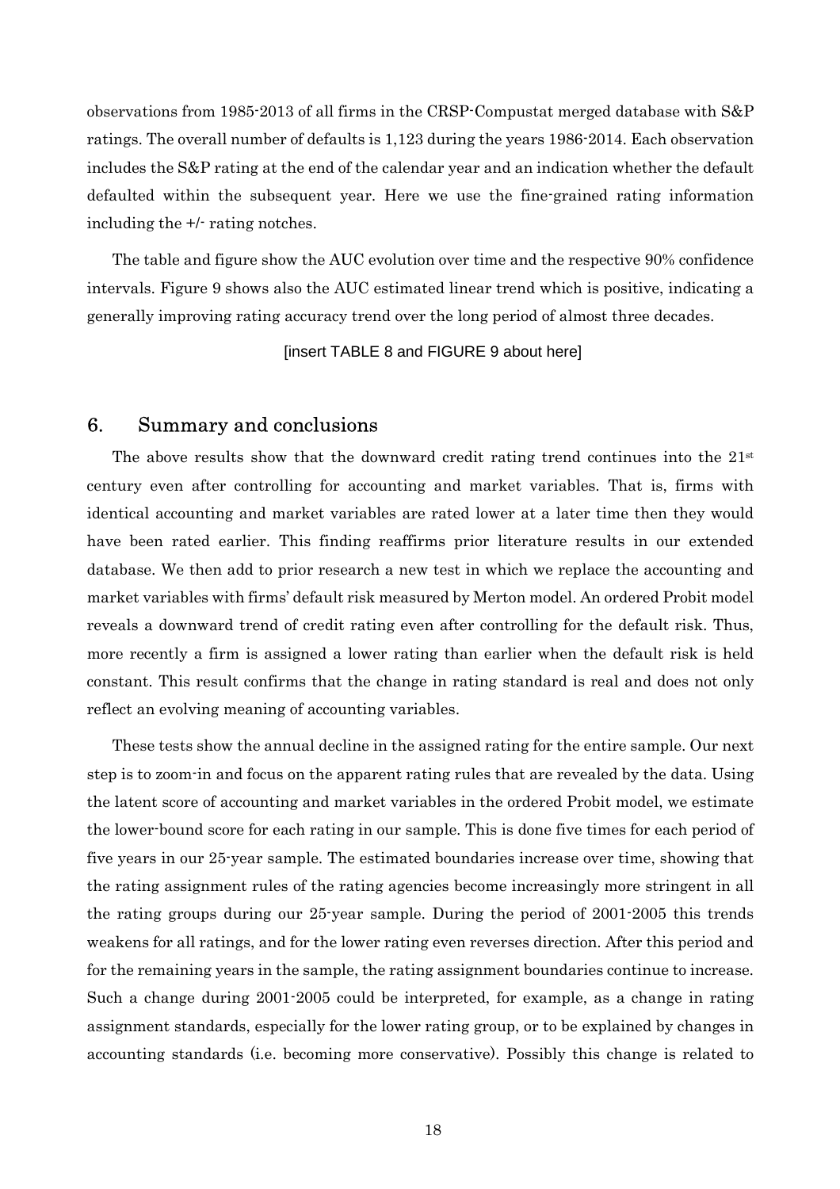observations from 1985-2013 of all firms in the CRSP-Compustat merged database with S&P ratings. The overall number of defaults is 1,123 during the years 1986-2014. Each observation includes the S&P rating at the end of the calendar year and an indication whether the default defaulted within the subsequent year. Here we use the fine-grained rating information including the +/- rating notches.

The table and figure show the AUC evolution over time and the respective 90% confidence intervals. Figure 9 shows also the AUC estimated linear trend which is positive, indicating a generally improving rating accuracy trend over the long period of almost three decades.

[insert TABLE 8 and FIGURE 9 about here]

## 6. Summary and conclusions

The above results show that the downward credit rating trend continues into the 21st century even after controlling for accounting and market variables. That is, firms with identical accounting and market variables are rated lower at a later time then they would have been rated earlier. This finding reaffirms prior literature results in our extended database. We then add to prior research a new test in which we replace the accounting and market variables with firms' default risk measured by Merton model. An ordered Probit model reveals a downward trend of credit rating even after controlling for the default risk. Thus, more recently a firm is assigned a lower rating than earlier when the default risk is held constant. This result confirms that the change in rating standard is real and does not only reflect an evolving meaning of accounting variables.

These tests show the annual decline in the assigned rating for the entire sample. Our next step is to zoom-in and focus on the apparent rating rules that are revealed by the data. Using the latent score of accounting and market variables in the ordered Probit model, we estimate the lower-bound score for each rating in our sample. This is done five times for each period of five years in our 25-year sample. The estimated boundaries increase over time, showing that the rating assignment rules of the rating agencies become increasingly more stringent in all the rating groups during our 25-year sample. During the period of 2001-2005 this trends weakens for all ratings, and for the lower rating even reverses direction. After this period and for the remaining years in the sample, the rating assignment boundaries continue to increase. Such a change during 2001-2005 could be interpreted, for example, as a change in rating assignment standards, especially for the lower rating group, or to be explained by changes in accounting standards (i.e. becoming more conservative). Possibly this change is related to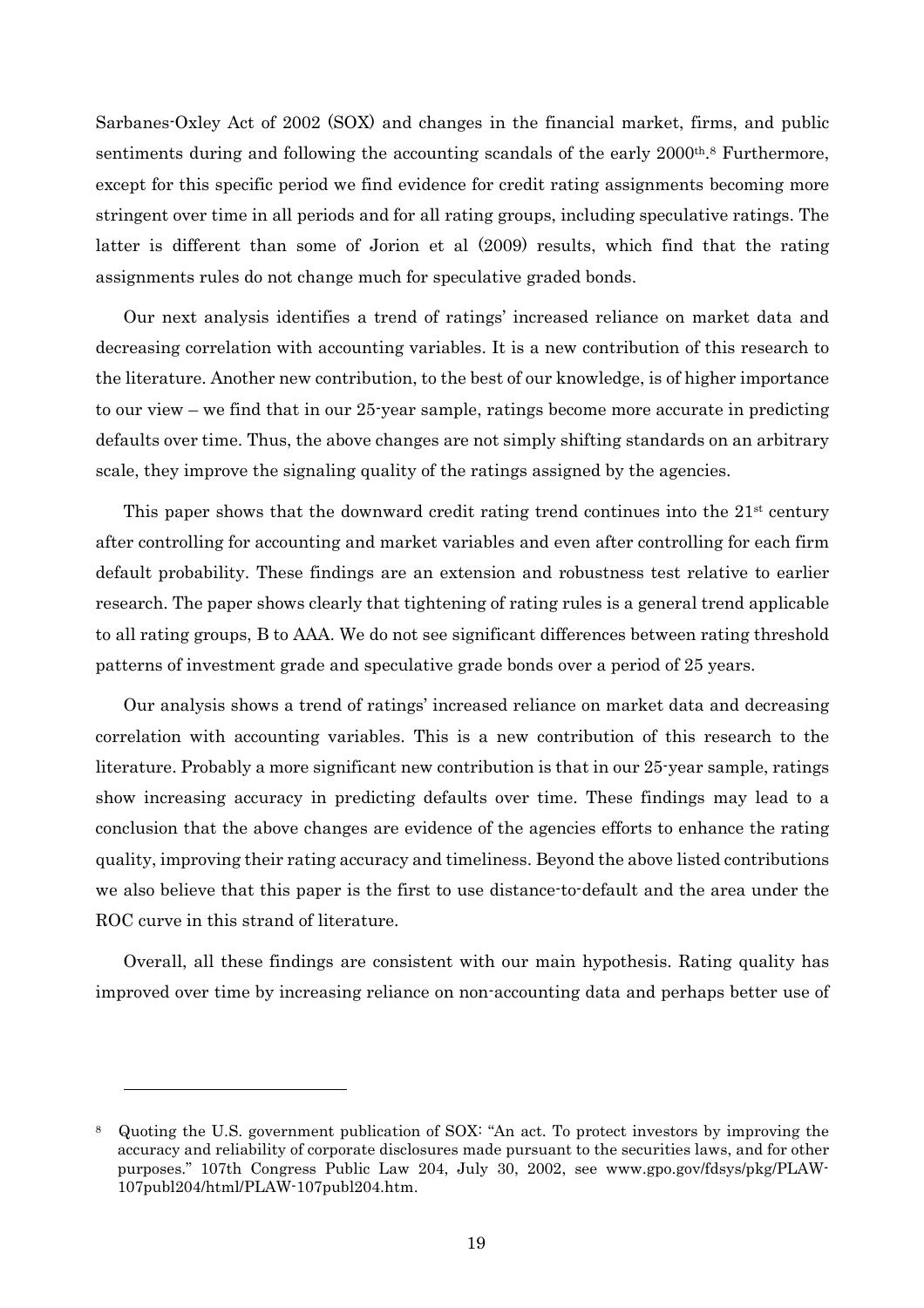Sarbanes-Oxley Act of 2002 (SOX) and changes in the financial market, firms, and public sentiments during and following the accounting scandals of the early 2000th.[8] Furthermore, except for this specific period we find evidence for credit rating assignments becoming more stringent over time in all periods and for all rating groups, including speculative ratings. The latter is different than some of Jorion et al (2009) results, which find that the rating assignments rules do not change much for speculative graded bonds.

Our next analysis identifies a trend of ratings' increased reliance on market data and decreasing correlation with accounting variables. It is a new contribution of this research to the literature. Another new contribution, to the best of our knowledge, is of higher importance to our view – we find that in our 25-year sample, ratings become more accurate in predicting defaults over time. Thus, the above changes are not simply shifting standards on an arbitrary scale, they improve the signaling quality of the ratings assigned by the agencies.

This paper shows that the downward credit rating trend continues into the 21st century after controlling for accounting and market variables and even after controlling for each firm default probability. These findings are an extension and robustness test relative to earlier research. The paper shows clearly that tightening of rating rules is a general trend applicable to all rating groups, B to AAA. We do not see significant differences between rating threshold patterns of investment grade and speculative grade bonds over a period of 25 years.

Our analysis shows a trend of ratings' increased reliance on market data and decreasing correlation with accounting variables. This is a new contribution of this research to the literature. Probably a more significant new contribution is that in our 25-year sample, ratings show increasing accuracy in predicting defaults over time. These findings may lead to a conclusion that the above changes are evidence of the agencies efforts to enhance the rating quality, improving their rating accuracy and timeliness. Beyond the above listed contributions we also believe that this paper is the first to use distance-to-default and the area under the ROC curve in this strand of literature.

Overall, all these findings are consistent with our main hypothesis. Rating quality has improved over time by increasing reliance on non-accounting data and perhaps better use of

[8] Quoting the U.S. government publication of SOX: "An act. To protect investors by improving the accuracy and reliability of corporate disclosures made pursuant to the securities laws, and for other purposes." 107th Congress Public Law 204, July 30, 2002, see www.gpo.gov/fdsys/pkg/PLAW-107publ204/html/PLAW-107publ204.htm.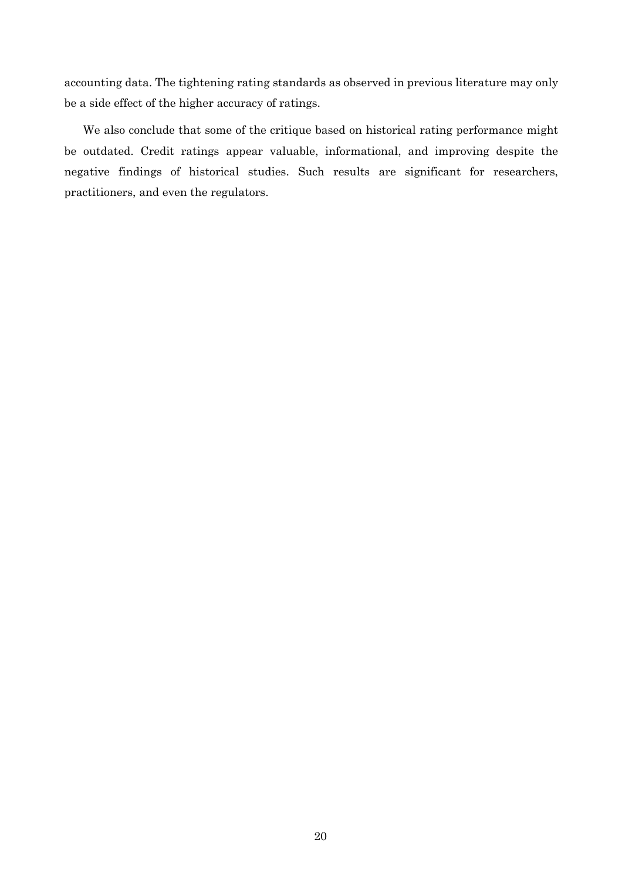accounting data. The tightening rating standards as observed in previous literature may only be a side effect of the higher accuracy of ratings.

We also conclude that some of the critique based on historical rating performance might be outdated. Credit ratings appear valuable, informational, and improving despite the negative findings of historical studies. Such results are significant for researchers, practitioners, and even the regulators.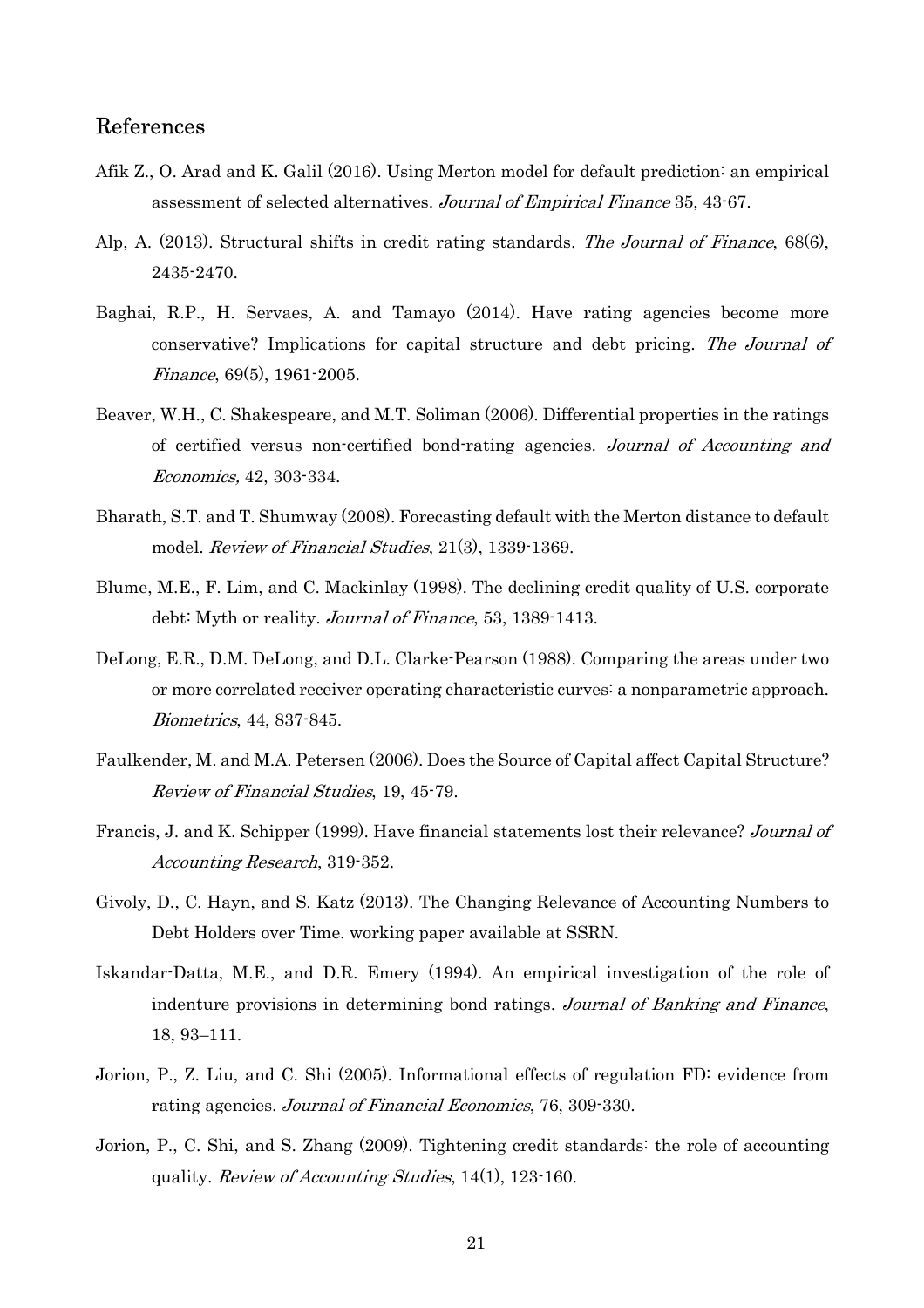## References

Afik Z., O. Arad and K. Galil (2016). Using Merton model for default prediction: an empirical assessment of selected alternatives. *Journal of Empirical Finance* 35, 43-67.

Alp, A. (2013). Structural shifts in credit rating standards. *The Journal of Finance*, 68(6), 2435-2470.

Baghai, R.P., H. Servaes, A. and Tamayo (2014). Have rating agencies become more conservative? Implications for capital structure and debt pricing. *The Journal of Finance*, 69(5), 1961-2005.

Beaver, W.H., C. Shakespeare, and M.T. Soliman (2006). Differential properties in the ratings of certified versus non-certified bond-rating agencies. *Journal of Accounting and Economics,* 42, 303-334.

Bharath, S.T. and T. Shumway (2008). Forecasting default with the Merton distance to default model. *Review of Financial Studies*, 21(3), 1339-1369.

Blume, M.E., F. Lim, and C. Mackinlay (1998). The declining credit quality of U.S. corporate debt: Myth or reality. *Journal of Finance*, 53, 1389-1413.

DeLong, E.R., D.M. DeLong, and D.L. Clarke-Pearson (1988). Comparing the areas under two or more correlated receiver operating characteristic curves: a nonparametric approach. *Biometrics*, 44, 837-845.

Faulkender, M. and M.A. Petersen (2006). Does the Source of Capital affect Capital Structure? *Review of Financial Studies*, 19, 45-79.

Francis, J. and K. Schipper (1999). Have financial statements lost their relevance? *Journal of Accounting Research*, 319-352.

Givoly, D., C. Hayn, and S. Katz (2013). The Changing Relevance of Accounting Numbers to Debt Holders over Time. working paper available at SSRN.

Iskandar-Datta, M.E., and D.R. Emery (1994). An empirical investigation of the role of indenture provisions in determining bond ratings. *Journal of Banking and Finance*, 18, 93–111.

Jorion, P., Z. Liu, and C. Shi (2005). Informational effects of regulation FD: evidence from rating agencies. *Journal of Financial Economics*, 76, 309-330.

Jorion, P., C. Shi, and S. Zhang (2009). Tightening credit standards: the role of accounting quality. *Review of Accounting Studies*, 14(1), 123-160.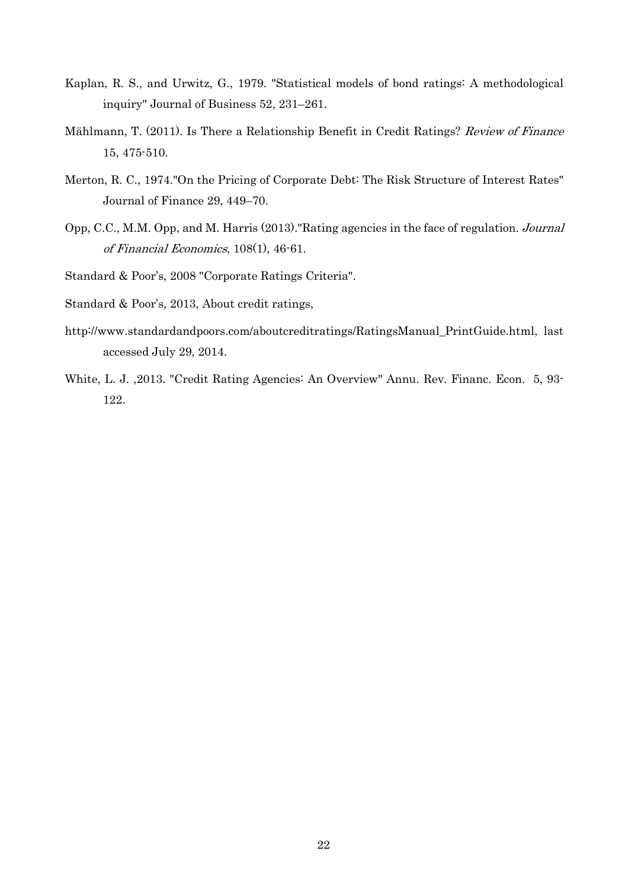Kaplan, R. S., and Urwitz, G., 1979. "Statistical models of bond ratings: A methodological inquiry" Journal of Business 52, 231–261.

Mählmann, T. (2011). Is There a Relationship Benefit in Credit Ratings? *Review of Finance* 15, 475-510.

Merton, R. C., 1974."On the Pricing of Corporate Debt: The Risk Structure of Interest Rates" Journal of Finance 29, 449–70.

Opp, C.C., M.M. Opp, and M. Harris (2013)."Rating agencies in the face of regulation. *Journal of Financial Economics*, 108(1), 46-61.

Standard & Poor's, 2008 "Corporate Ratings Criteria".

Standard & Poor's, 2013, About credit ratings,

http://www.standardandpoors.com/aboutcreditratings/RatingsManual_PrintGuide.html, last accessed July 29, 2014.

White, L. J. ,2013. "Credit Rating Agencies: An Overview" Annu. Rev. Financ. Econ. 5, 93-122.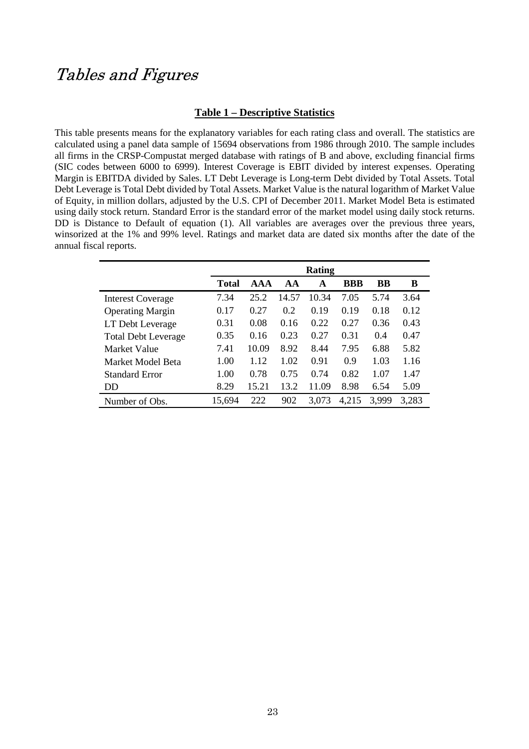# Tables and Figures

## Table 1 – Descriptive Statistics

This table presents means for the explanatory variables for each rating class and overall. The statistics are calculated using a panel data sample of 15694 observations from 1986 through 2010. The sample includes all firms in the CRSP-Compustat merged database with ratings of B and above, excluding financial firms (SIC codes between 6000 to 6999). Interest Coverage is EBIT divided by interest expenses. Operating Margin is EBITDA divided by Sales. LT Debt Leverage is Long-term Debt divided by Total Assets. Total Debt Leverage is Total Debt divided by Total Assets. Market Value is the natural logarithm of Market Value of Equity, in million dollars, adjusted by the U.S. CPI of December 2011. Market Model Beta is estimated using daily stock return. Standard Error is the standard error of the market model using daily stock returns. DD is Distance to Default of equation (1). All variables are averages over the previous three years, winsorized at the 1% and 99% level. Ratings and market data are dated six months after the date of the annual fiscal reports.

| | Rating | | | | | | |
|---|---|---|---|---|---|---|---|
| | **Total** | **AAA** | **AA** | **A** | **BBB** | **BB** | **B** |
| Interest Coverage | 7.34 | 25.2 | 14.57 | 10.34 | 7.05 | 5.74 | 3.64 |
| Operating Margin | 0.17 | 0.27 | 0.2 | 0.19 | 0.19 | 0.18 | 0.12 |
| LT Debt Leverage | 0.31 | 0.08 | 0.16 | 0.22 | 0.27 | 0.36 | 0.43 |
| Total Debt Leverage | 0.35 | 0.16 | 0.23 | 0.27 | 0.31 | 0.4 | 0.47 |
| Market Value | 7.41 | 10.09 | 8.92 | 8.44 | 7.95 | 6.88 | 5.82 |
| Market Model Beta | 1.00 | 1.12 | 1.02 | 0.91 | 0.9 | 1.03 | 1.16 |
| Standard Error | 1.00 | 0.78 | 0.75 | 0.74 | 0.82 | 1.07 | 1.47 |
| DD | 8.29 | 15.21 | 13.2 | 11.09 | 8.98 | 6.54 | 5.09 |
| Number of Obs. | 15,694 | 222 | 902 | 3,073 | 4,215 | 3,999 | 3,283 |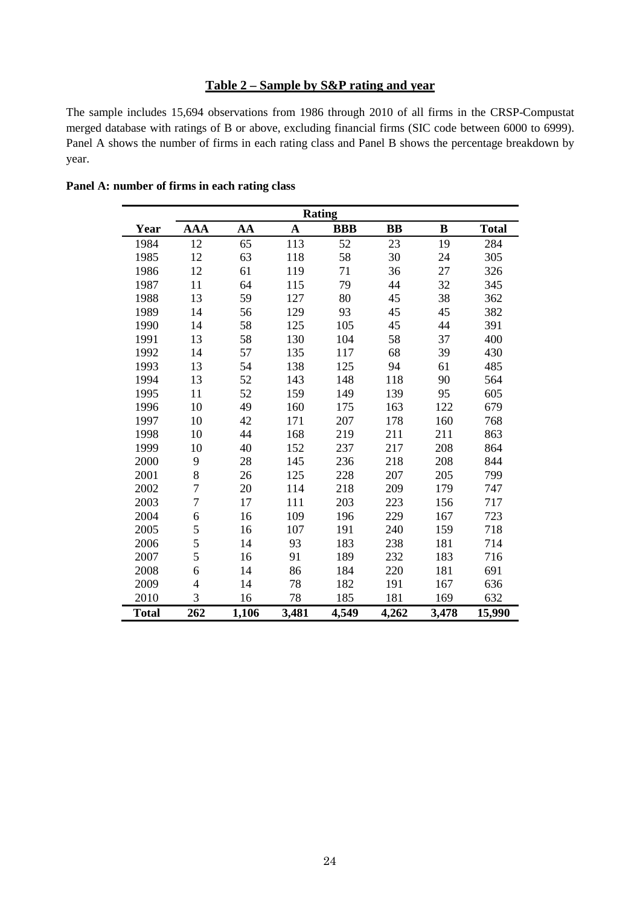## Table 2 – Sample by S&P rating and year

The sample includes 15,694 observations from 1986 through 2010 of all firms in the CRSP-Compustat merged database with ratings of B or above, excluding financial firms (SIC code between 6000 to 6999). Panel A shows the number of firms in each rating class and Panel B shows the percentage breakdown by year.

**Panel A: number of firms in each rating class**

| | Rating | | | | | | |
|---|---|---|---|---|---|---|---|
| **Year** | **AAA** | **AA** | **A** | **BBB** | **BB** | **B** | **Total** |
| 1984 | 12 | 65 | 113 | 52 | 23 | 19 | 284 |
| 1985 | 12 | 63 | 118 | 58 | 30 | 24 | 305 |
| 1986 | 12 | 61 | 119 | 71 | 36 | 27 | 326 |
| 1987 | 11 | 64 | 115 | 79 | 44 | 32 | 345 |
| 1988 | 13 | 59 | 127 | 80 | 45 | 38 | 362 |
| 1989 | 14 | 56 | 129 | 93 | 45 | 45 | 382 |
| 1990 | 14 | 58 | 125 | 105 | 45 | 44 | 391 |
| 1991 | 13 | 58 | 130 | 104 | 58 | 37 | 400 |
| 1992 | 14 | 57 | 135 | 117 | 68 | 39 | 430 |
| 1993 | 13 | 54 | 138 | 125 | 94 | 61 | 485 |
| 1994 | 13 | 52 | 143 | 148 | 118 | 90 | 564 |
| 1995 | 11 | 52 | 159 | 149 | 139 | 95 | 605 |
| 1996 | 10 | 49 | 160 | 175 | 163 | 122 | 679 |
| 1997 | 10 | 42 | 171 | 207 | 178 | 160 | 768 |
| 1998 | 10 | 44 | 168 | 219 | 211 | 211 | 863 |
| 1999 | 10 | 40 | 152 | 237 | 217 | 208 | 864 |
| 2000 | 9 | 28 | 145 | 236 | 218 | 208 | 844 |
| 2001 | 8 | 26 | 125 | 228 | 207 | 205 | 799 |
| 2002 | 7 | 20 | 114 | 218 | 209 | 179 | 747 |
| 2003 | 7 | 17 | 111 | 203 | 223 | 156 | 717 |
| 2004 | 6 | 16 | 109 | 196 | 229 | 167 | 723 |
| 2005 | 5 | 16 | 107 | 191 | 240 | 159 | 718 |
| 2006 | 5 | 14 | 93 | 183 | 238 | 181 | 714 |
| 2007 | 5 | 16 | 91 | 189 | 232 | 183 | 716 |
| 2008 | 6 | 14 | 86 | 184 | 220 | 181 | 691 |
| 2009 | 4 | 14 | 78 | 182 | 191 | 167 | 636 |
| 2010 | 3 | 16 | 78 | 185 | 181 | 169 | 632 |
| **Total** | **262** | **1,106** | **3,481** | **4,549** | **4,262** | **3,478** | **15,990** |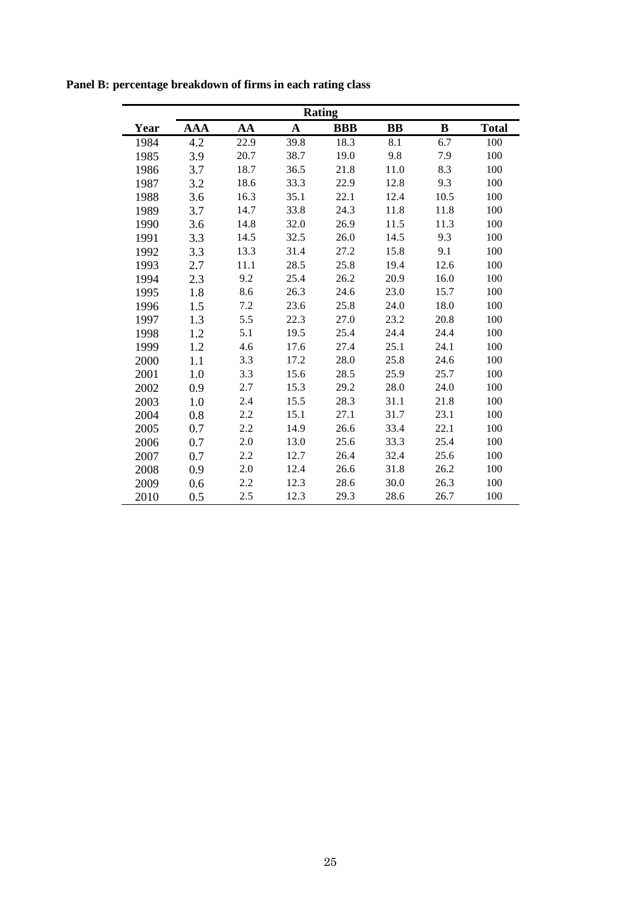**Panel B: percentage breakdown of firms in each rating class**

| | Rating | | | | | | |
|---|---|---|---|---|---|---|---|
| **Year** | **AAA** | **AA** | **A** | **BBB** | **BB** | **B** | **Total** |
| 1984 | 4.2 | 22.9 | 39.8 | 18.3 | 8.1 | 6.7 | 100 |
| 1985 | 3.9 | 20.7 | 38.7 | 19.0 | 9.8 | 7.9 | 100 |
| 1986 | 3.7 | 18.7 | 36.5 | 21.8 | 11.0 | 8.3 | 100 |
| 1987 | 3.2 | 18.6 | 33.3 | 22.9 | 12.8 | 9.3 | 100 |
| 1988 | 3.6 | 16.3 | 35.1 | 22.1 | 12.4 | 10.5 | 100 |
| 1989 | 3.7 | 14.7 | 33.8 | 24.3 | 11.8 | 11.8 | 100 |
| 1990 | 3.6 | 14.8 | 32.0 | 26.9 | 11.5 | 11.3 | 100 |
| 1991 | 3.3 | 14.5 | 32.5 | 26.0 | 14.5 | 9.3 | 100 |
| 1992 | 3.3 | 13.3 | 31.4 | 27.2 | 15.8 | 9.1 | 100 |
| 1993 | 2.7 | 11.1 | 28.5 | 25.8 | 19.4 | 12.6 | 100 |
| 1994 | 2.3 | 9.2 | 25.4 | 26.2 | 20.9 | 16.0 | 100 |
| 1995 | 1.8 | 8.6 | 26.3 | 24.6 | 23.0 | 15.7 | 100 |
| 1996 | 1.5 | 7.2 | 23.6 | 25.8 | 24.0 | 18.0 | 100 |
| 1997 | 1.3 | 5.5 | 22.3 | 27.0 | 23.2 | 20.8 | 100 |
| 1998 | 1.2 | 5.1 | 19.5 | 25.4 | 24.4 | 24.4 | 100 |
| 1999 | 1.2 | 4.6 | 17.6 | 27.4 | 25.1 | 24.1 | 100 |
| 2000 | 1.1 | 3.3 | 17.2 | 28.0 | 25.8 | 24.6 | 100 |
| 2001 | 1.0 | 3.3 | 15.6 | 28.5 | 25.9 | 25.7 | 100 |
| 2002 | 0.9 | 2.7 | 15.3 | 29.2 | 28.0 | 24.0 | 100 |
| 2003 | 1.0 | 2.4 | 15.5 | 28.3 | 31.1 | 21.8 | 100 |
| 2004 | 0.8 | 2.2 | 15.1 | 27.1 | 31.7 | 23.1 | 100 |
| 2005 | 0.7 | 2.2 | 14.9 | 26.6 | 33.4 | 22.1 | 100 |
| 2006 | 0.7 | 2.0 | 13.0 | 25.6 | 33.3 | 25.4 | 100 |
| 2007 | 0.7 | 2.2 | 12.7 | 26.4 | 32.4 | 25.6 | 100 |
| 2008 | 0.9 | 2.0 | 12.4 | 26.6 | 31.8 | 26.2 | 100 |
| 2009 | 0.6 | 2.2 | 12.3 | 28.6 | 30.0 | 26.3 | 100 |
| 2010 | 0.5 | 2.5 | 12.3 | 29.3 | 28.6 | 26.7 | 100 |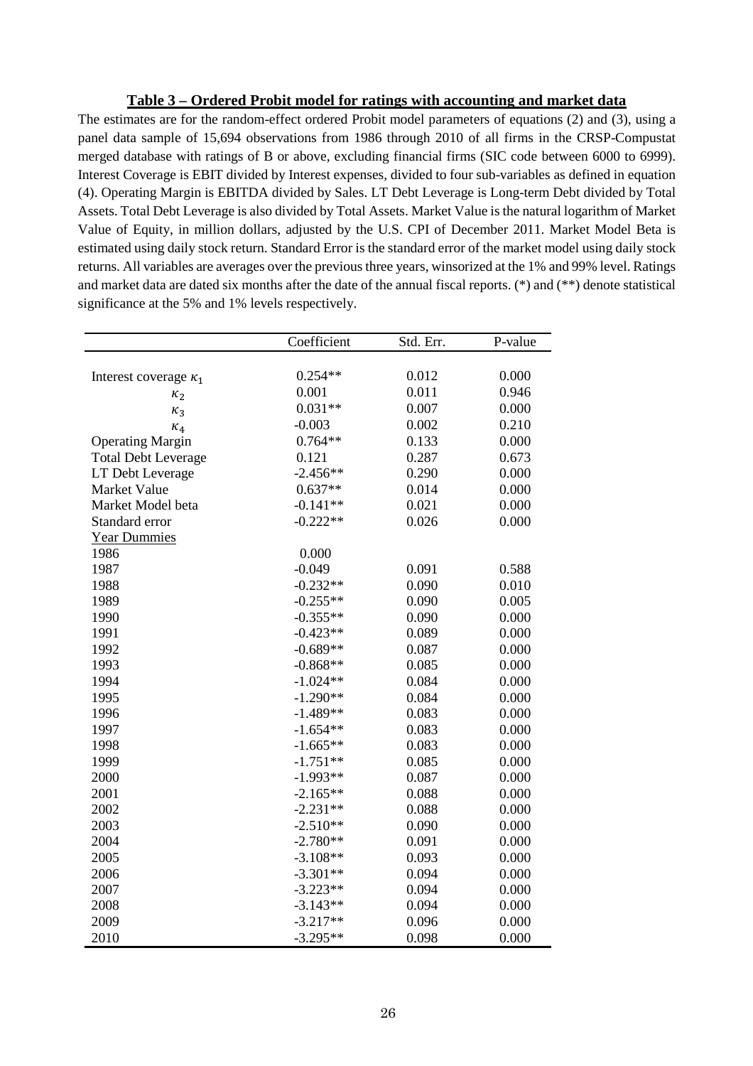**Table 3 – Ordered Probit model for ratings with accounting and market data**

The estimates are for the random-effect ordered Probit model parameters of equations (2) and (3), using a panel data sample of 15,694 observations from 1986 through 2010 of all firms in the CRSP-Compustat merged database with ratings of B or above, excluding financial firms (SIC code between 6000 to 6999). Interest Coverage is EBIT divided by Interest expenses, divided to four sub-variables as defined in equation (4). Operating Margin is EBITDA divided by Sales. LT Debt Leverage is Long-term Debt divided by Total Assets. Total Debt Leverage is also divided by Total Assets. Market Value is the natural logarithm of Market Value of Equity, in million dollars, adjusted by the U.S. CPI of December 2011. Market Model Beta is estimated using daily stock return. Standard Error is the standard error of the market model using daily stock returns. All variables are averages over the previous three years, winsorized at the 1% and 99% level. Ratings and market data are dated six months after the date of the annual fiscal reports. (*) and (**) denote statistical significance at the 5% and 1% levels respectively.

| | Coefficient | Std. Err. | P-value |
|---|---|---|---|
| Interest coverage $\kappa_1$ | 0.254** | 0.012 | 0.000 |
| $\kappa_2$ | 0.001 | 0.011 | 0.946 |
| $\kappa_3$ | 0.031** | 0.007 | 0.000 |
| $\kappa_4$ | -0.003 | 0.002 | 0.210 |
| Operating Margin | 0.764** | 0.133 | 0.000 |
| Total Debt Leverage | 0.121 | 0.287 | 0.673 |
| LT Debt Leverage | -2.456** | 0.290 | 0.000 |
| Market Value | 0.637** | 0.014 | 0.000 |
| Market Model beta | -0.141** | 0.021 | 0.000 |
| Standard error | -0.222** | 0.026 | 0.000 |
| Year Dummies | | | |
| 1986 | 0.000 | | |
| 1987 | -0.049 | 0.091 | 0.588 |
| 1988 | -0.232** | 0.090 | 0.010 |
| 1989 | -0.255** | 0.090 | 0.005 |
| 1990 | -0.355** | 0.090 | 0.000 |
| 1991 | -0.423** | 0.089 | 0.000 |
| 1992 | -0.689** | 0.087 | 0.000 |
| 1993 | -0.868** | 0.085 | 0.000 |
| 1994 | -1.024** | 0.084 | 0.000 |
| 1995 | -1.290** | 0.084 | 0.000 |
| 1996 | -1.489** | 0.083 | 0.000 |
| 1997 | -1.654** | 0.083 | 0.000 |
| 1998 | -1.665** | 0.083 | 0.000 |
| 1999 | -1.751** | 0.085 | 0.000 |
| 2000 | -1.993** | 0.087 | 0.000 |
| 2001 | -2.165** | 0.088 | 0.000 |
| 2002 | -2.231** | 0.088 | 0.000 |
| 2003 | -2.510** | 0.090 | 0.000 |
| 2004 | -2.780** | 0.091 | 0.000 |
| 2005 | -3.108** | 0.093 | 0.000 |
| 2006 | -3.301** | 0.094 | 0.000 |
| 2007 | -3.223** | 0.094 | 0.000 |
| 2008 | -3.143** | 0.094 | 0.000 |
| 2009 | -3.217** | 0.096 | 0.000 |
| 2010 | -3.295** | 0.098 | 0.000 |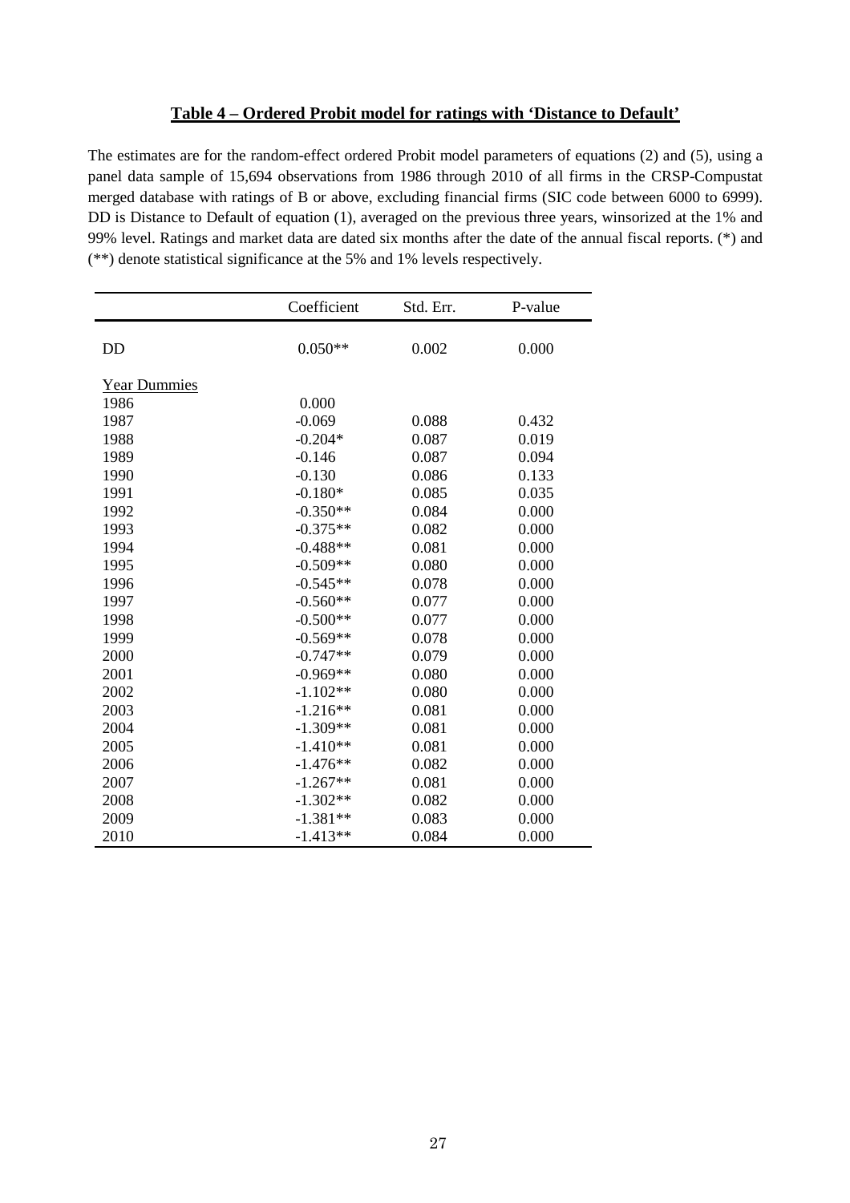**Table 4 – Ordered Probit model for ratings with 'Distance to Default'**

The estimates are for the random-effect ordered Probit model parameters of equations (2) and (5), using a panel data sample of 15,694 observations from 1986 through 2010 of all firms in the CRSP-Compustat merged database with ratings of B or above, excluding financial firms (SIC code between 6000 to 6999). DD is Distance to Default of equation (1), averaged on the previous three years, winsorized at the 1% and 99% level. Ratings and market data are dated six months after the date of the annual fiscal reports. (*) and (**) denote statistical significance at the 5% and 1% levels respectively.

| | Coefficient | Std. Err. | P-value |
|---|---|---|---|
| DD | 0.050** | 0.002 | 0.000 |
| Year Dummies | | | |
| 1986 | 0.000 | | |
| 1987 | -0.069 | 0.088 | 0.432 |
| 1988 | -0.204* | 0.087 | 0.019 |
| 1989 | -0.146 | 0.087 | 0.094 |
| 1990 | -0.130 | 0.086 | 0.133 |
| 1991 | -0.180* | 0.085 | 0.035 |
| 1992 | -0.350** | 0.084 | 0.000 |
| 1993 | -0.375** | 0.082 | 0.000 |
| 1994 | -0.488** | 0.081 | 0.000 |
| 1995 | -0.509** | 0.080 | 0.000 |
| 1996 | -0.545** | 0.078 | 0.000 |
| 1997 | -0.560** | 0.077 | 0.000 |
| 1998 | -0.500** | 0.077 | 0.000 |
| 1999 | -0.569** | 0.078 | 0.000 |
| 2000 | -0.747** | 0.079 | 0.000 |
| 2001 | -0.969** | 0.080 | 0.000 |
| 2002 | -1.102** | 0.080 | 0.000 |
| 2003 | -1.216** | 0.081 | 0.000 |
| 2004 | -1.309** | 0.081 | 0.000 |
| 2005 | -1.410** | 0.081 | 0.000 |
| 2006 | -1.476** | 0.082 | 0.000 |
| 2007 | -1.267** | 0.081 | 0.000 |
| 2008 | -1.302** | 0.082 | 0.000 |
| 2009 | -1.381** | 0.083 | 0.000 |
| 2010 | -1.413** | 0.084 | 0.000 |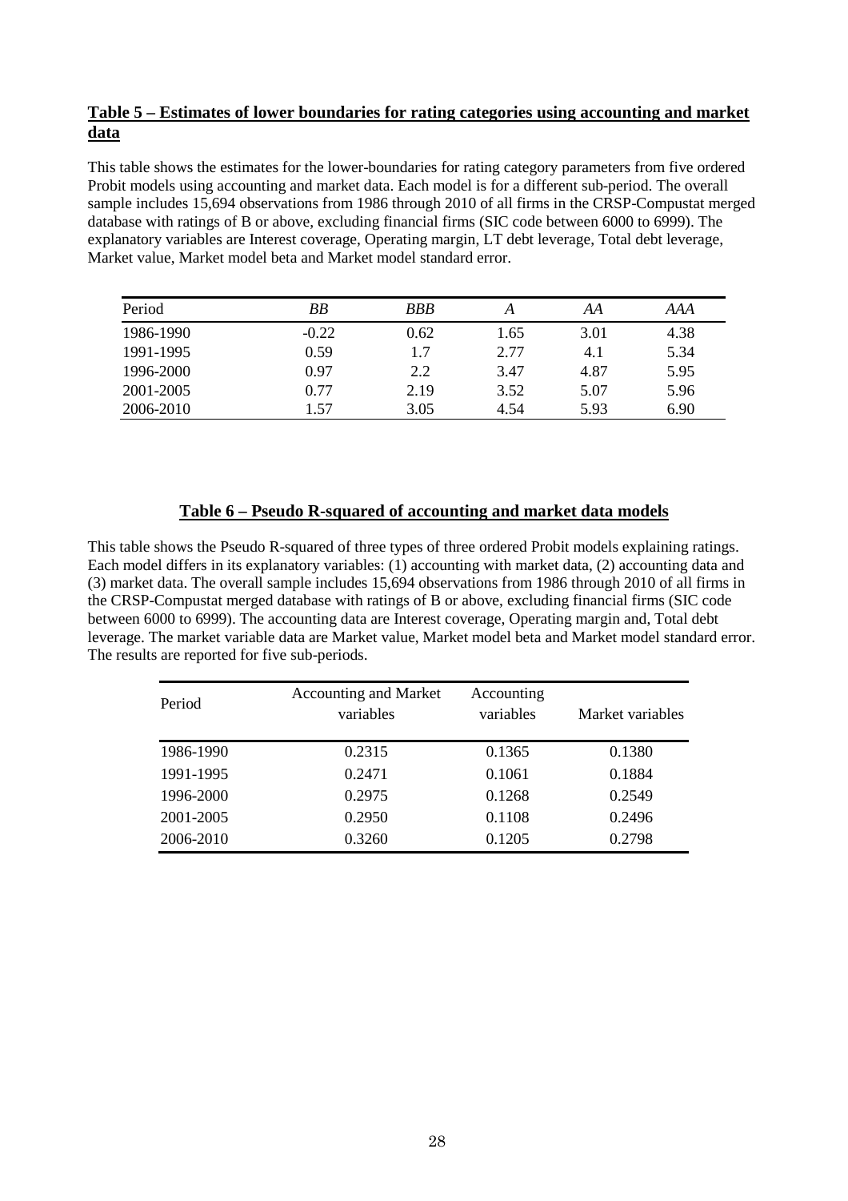## Table 5 – Estimates of lower boundaries for rating categories using accounting and market data

This table shows the estimates for the lower-boundaries for rating category parameters from five ordered Probit models using accounting and market data. Each model is for a different sub-period. The overall sample includes 15,694 observations from 1986 through 2010 of all firms in the CRSP-Compustat merged database with ratings of B or above, excluding financial firms (SIC code between 6000 to 6999). The explanatory variables are Interest coverage, Operating margin, LT debt leverage, Total debt leverage, Market value, Market model beta and Market model standard error.

| Period | *BB* | *BBB* | *A* | *AA* | *AAA* |
|---|---|---|---|---|---|
| 1986-1990 | -0.22 | 0.62 | 1.65 | 3.01 | 4.38 |
| 1991-1995 | 0.59 | 1.7 | 2.77 | 4.1 | 5.34 |
| 1996-2000 | 0.97 | 2.2 | 3.47 | 4.87 | 5.95 |
| 2001-2005 | 0.77 | 2.19 | 3.52 | 5.07 | 5.96 |
| 2006-2010 | 1.57 | 3.05 | 4.54 | 5.93 | 6.90 |

## Table 6 – Pseudo R-squared of accounting and market data models

This table shows the Pseudo R-squared of three types of three ordered Probit models explaining ratings. Each model differs in its explanatory variables: (1) accounting with market data, (2) accounting data and (3) market data. The overall sample includes 15,694 observations from 1986 through 2010 of all firms in the CRSP-Compustat merged database with ratings of B or above, excluding financial firms (SIC code between 6000 to 6999). The accounting data are Interest coverage, Operating margin and, Total debt leverage. The market variable data are Market value, Market model beta and Market model standard error. The results are reported for five sub-periods.

| Period | Accounting and Market variables | Accounting variables | Market variables |
|---|---|---|---|
| 1986-1990 | 0.2315 | 0.1365 | 0.1380 |
| 1991-1995 | 0.2471 | 0.1061 | 0.1884 |
| 1996-2000 | 0.2975 | 0.1268 | 0.2549 |
| 2001-2005 | 0.2950 | 0.1108 | 0.2496 |
| 2006-2010 | 0.3260 | 0.1205 | 0.2798 |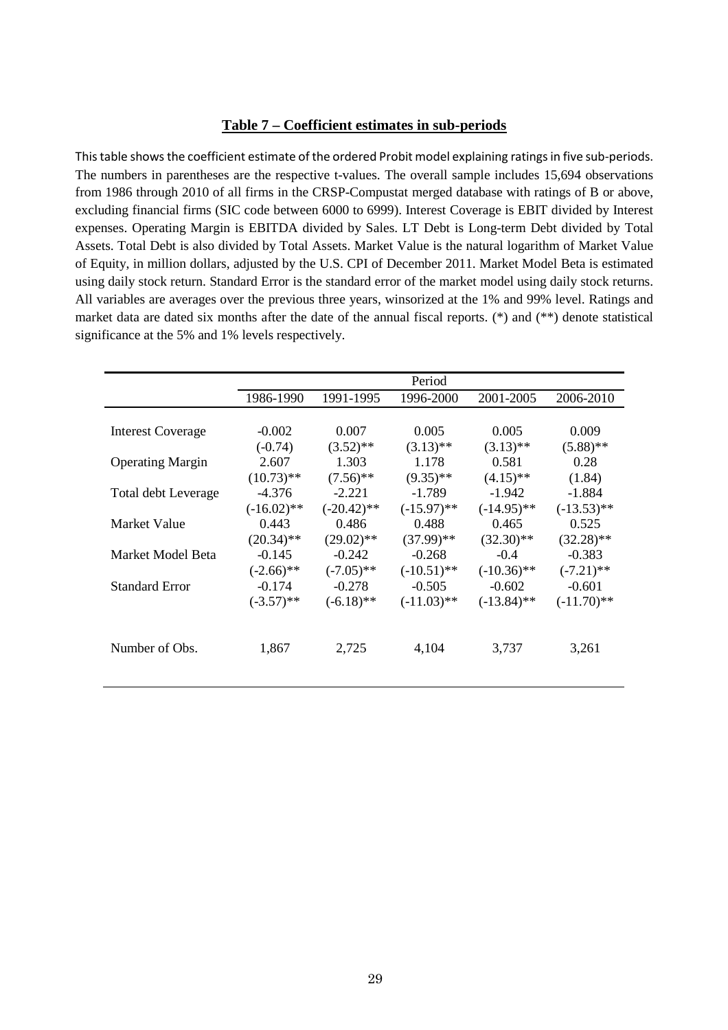## Table 7 – Coefficient estimates in sub-periods

This table shows the coefficient estimate of the ordered Probit model explaining ratings in five sub-periods. The numbers in parentheses are the respective t-values. The overall sample includes 15,694 observations from 1986 through 2010 of all firms in the CRSP-Compustat merged database with ratings of B or above, excluding financial firms (SIC code between 6000 to 6999). Interest Coverage is EBIT divided by Interest expenses. Operating Margin is EBITDA divided by Sales. LT Debt is Long-term Debt divided by Total Assets. Total Debt is also divided by Total Assets. Market Value is the natural logarithm of Market Value of Equity, in million dollars, adjusted by the U.S. CPI of December 2011. Market Model Beta is estimated using daily stock return. Standard Error is the standard error of the market model using daily stock returns. All variables are averages over the previous three years, winsorized at the 1% and 99% level. Ratings and market data are dated six months after the date of the annual fiscal reports. (*) and (**) denote statistical significance at the 5% and 1% levels respectively.

| | Period | | | | |
|---|---|---|---|---|---|
| | 1986-1990 | 1991-1995 | 1996-2000 | 2001-2005 | 2006-2010 |
| Interest Coverage | -0.002 | 0.007 | 0.005 | 0.005 | 0.009 |
| | (-0.74) | (3.52)** | (3.13)** | (3.13)** | (5.88)** |
| Operating Margin | 2.607 | 1.303 | 1.178 | 0.581 | 0.28 |
| | (10.73)** | (7.56)** | (9.35)** | (4.15)** | (1.84) |
| Total debt Leverage | -4.376 | -2.221 | -1.789 | -1.942 | -1.884 |
| | (-16.02)** | (-20.42)** | (-15.97)** | (-14.95)** | (-13.53)** |
| Market Value | 0.443 | 0.486 | 0.488 | 0.465 | 0.525 |
| | (20.34)** | (29.02)** | (37.99)** | (32.30)** | (32.28)** |
| Market Model Beta | -0.145 | -0.242 | -0.268 | -0.4 | -0.383 |
| | (-2.66)** | (-7.05)** | (-10.51)** | (-10.36)** | (-7.21)** |
| Standard Error | -0.174 | -0.278 | -0.505 | -0.602 | -0.601 |
| | (-3.57)** | (-6.18)** | (-11.03)** | (-13.84)** | (-11.70)** |
| Number of Obs. | 1,867 | 2,725 | 4,104 | 3,737 | 3,261 |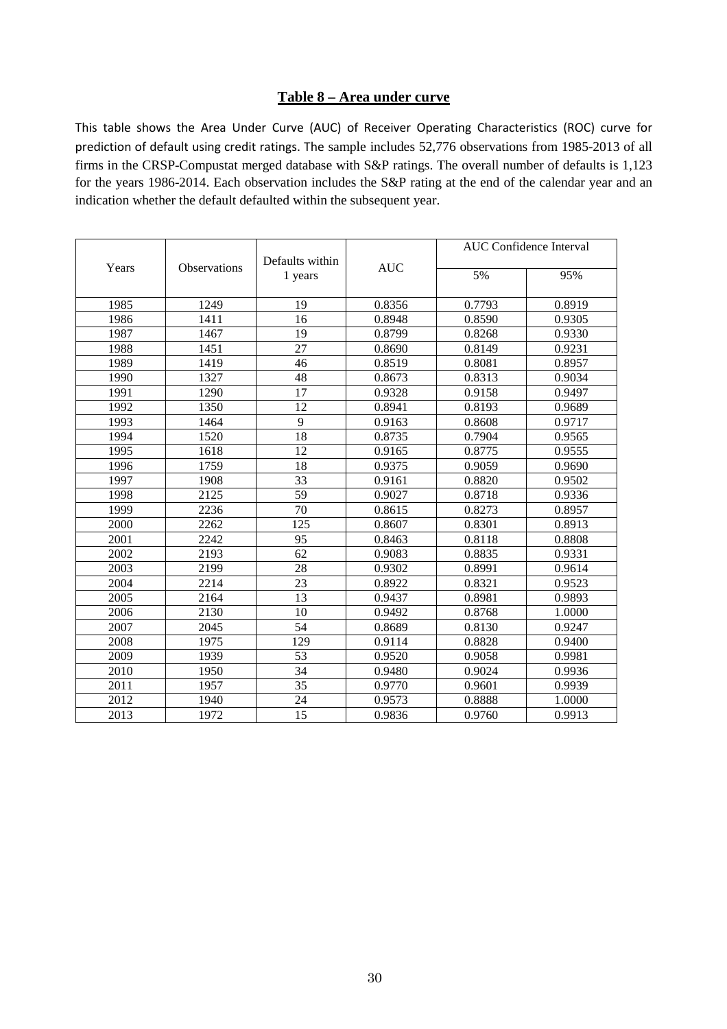## Table 8 – Area under curve

This table shows the Area Under Curve (AUC) of Receiver Operating Characteristics (ROC) curve for prediction of default using credit ratings. The sample includes 52,776 observations from 1985-2013 of all firms in the CRSP-Compustat merged database with S&P ratings. The overall number of defaults is 1,123 for the years 1986-2014. Each observation includes the S&P rating at the end of the calendar year and an indication whether the default defaulted within the subsequent year.

| Years | Observations | Defaults within 1 years | AUC | AUC Confidence Interval | |
|---|---|---|---|---|---|
| | | | | 5% | 95% |
| 1985 | 1249 | 19 | 0.8356 | 0.7793 | 0.8919 |
| 1986 | 1411 | 16 | 0.8948 | 0.8590 | 0.9305 |
| 1987 | 1467 | 19 | 0.8799 | 0.8268 | 0.9330 |
| 1988 | 1451 | 27 | 0.8690 | 0.8149 | 0.9231 |
| 1989 | 1419 | 46 | 0.8519 | 0.8081 | 0.8957 |
| 1990 | 1327 | 48 | 0.8673 | 0.8313 | 0.9034 |
| 1991 | 1290 | 17 | 0.9328 | 0.9158 | 0.9497 |
| 1992 | 1350 | 12 | 0.8941 | 0.8193 | 0.9689 |
| 1993 | 1464 | 9 | 0.9163 | 0.8608 | 0.9717 |
| 1994 | 1520 | 18 | 0.8735 | 0.7904 | 0.9565 |
| 1995 | 1618 | 12 | 0.9165 | 0.8775 | 0.9555 |
| 1996 | 1759 | 18 | 0.9375 | 0.9059 | 0.9690 |
| 1997 | 1908 | 33 | 0.9161 | 0.8820 | 0.9502 |
| 1998 | 2125 | 59 | 0.9027 | 0.8718 | 0.9336 |
| 1999 | 2236 | 70 | 0.8615 | 0.8273 | 0.8957 |
| 2000 | 2262 | 125 | 0.8607 | 0.8301 | 0.8913 |
| 2001 | 2242 | 95 | 0.8463 | 0.8118 | 0.8808 |
| 2002 | 2193 | 62 | 0.9083 | 0.8835 | 0.9331 |
| 2003 | 2199 | 28 | 0.9302 | 0.8991 | 0.9614 |
| 2004 | 2214 | 23 | 0.8922 | 0.8321 | 0.9523 |
| 2005 | 2164 | 13 | 0.9437 | 0.8981 | 0.9893 |
| 2006 | 2130 | 10 | 0.9492 | 0.8768 | 1.0000 |
| 2007 | 2045 | 54 | 0.8689 | 0.8130 | 0.9247 |
| 2008 | 1975 | 129 | 0.9114 | 0.8828 | 0.9400 |
| 2009 | 1939 | 53 | 0.9520 | 0.9058 | 0.9981 |
| 2010 | 1950 | 34 | 0.9480 | 0.9024 | 0.9936 |
| 2011 | 1957 | 35 | 0.9770 | 0.9601 | 0.9939 |
| 2012 | 1940 | 24 | 0.9573 | 0.8888 | 1.0000 |
| 2013 | 1972 | 15 | 0.9836 | 0.9760 | 0.9913 |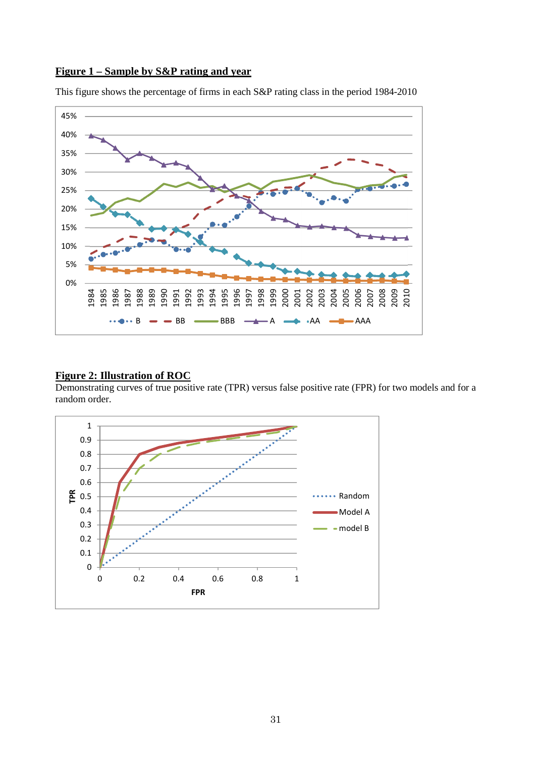**Figure 1 – Sample by S&P rating and year**

This figure shows the percentage of firms in each S&P rating class in the period 1984-2010

**Figure 2: Illustration of ROC**

Demonstrating curves of true positive rate (TPR) versus false positive rate (FPR) for two models and for a random order.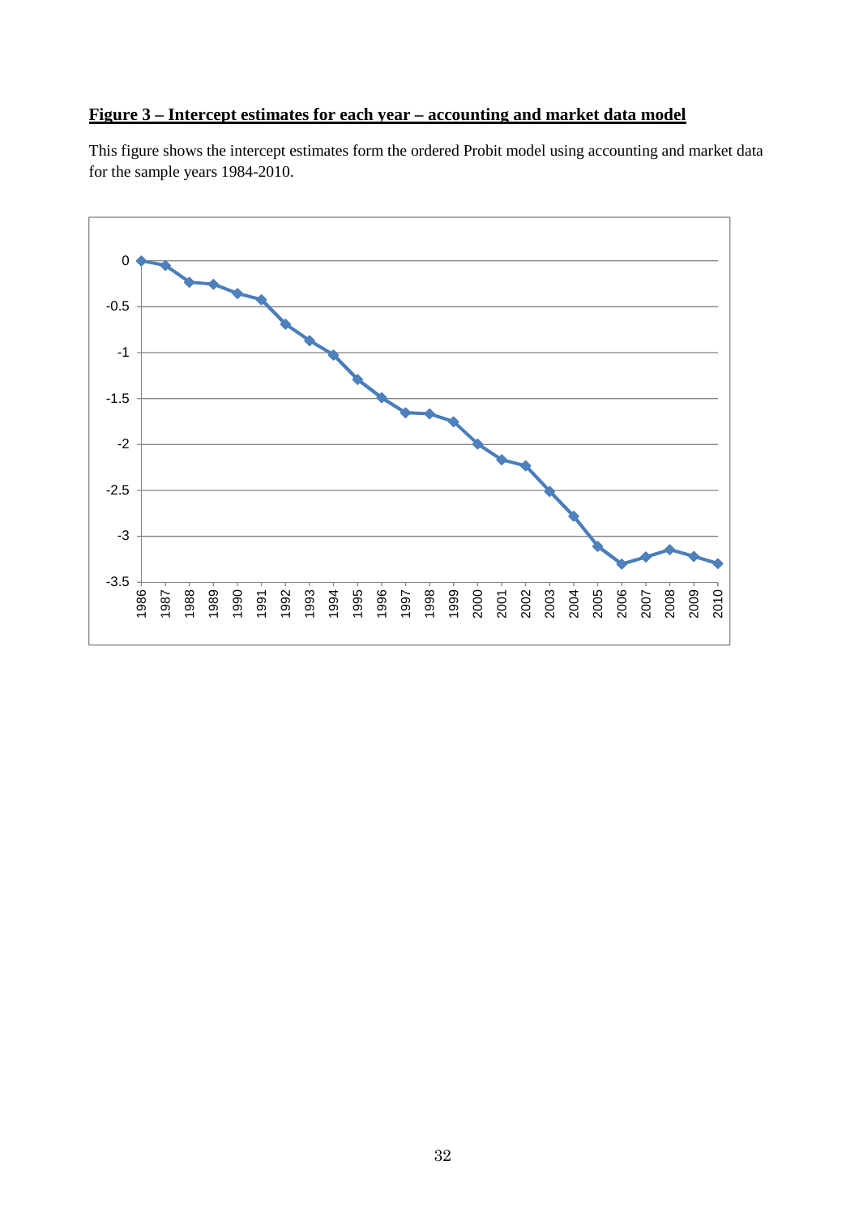**Figure 3 – Intercept estimates for each year – accounting and market data model**

This figure shows the intercept estimates form the ordered Probit model using accounting and market data for the sample years 1984-2010.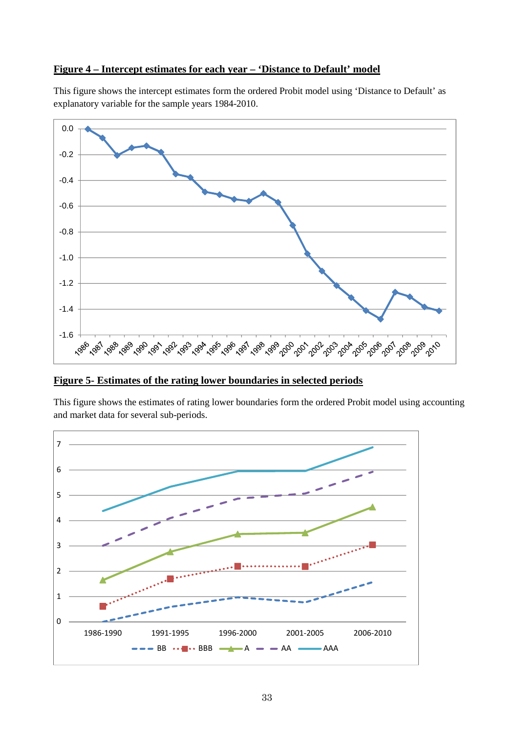**Figure 4 – Intercept estimates for each year – 'Distance to Default' model**

This figure shows the intercept estimates form the ordered Probit model using 'Distance to Default' as explanatory variable for the sample years 1984-2010.

**Figure 5- Estimates of the rating lower boundaries in selected periods**

This figure shows the estimates of rating lower boundaries form the ordered Probit model using accounting and market data for several sub-periods.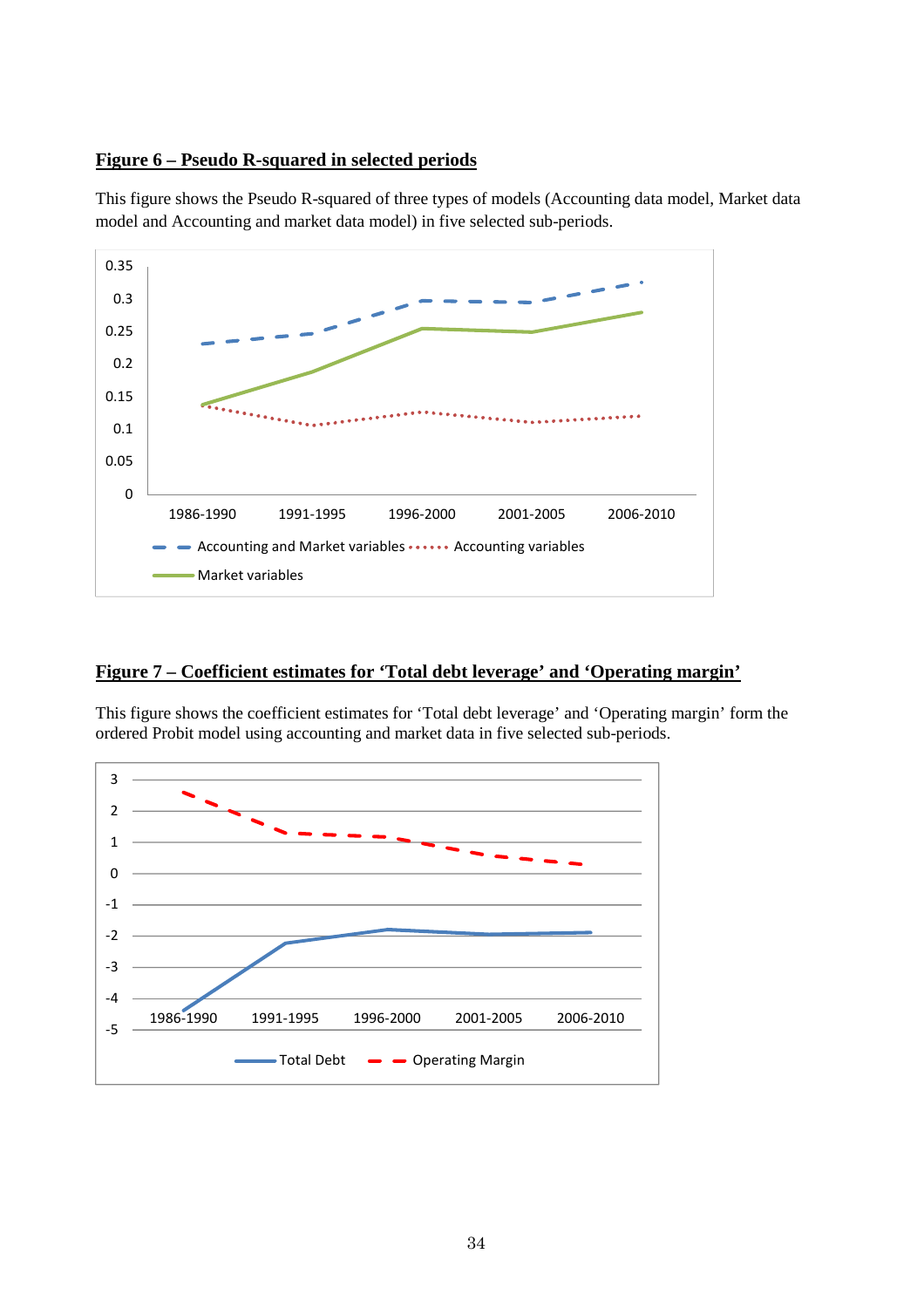## Figure 6 – Pseudo R-squared in selected periods

This figure shows the Pseudo R-squared of three types of models (Accounting data model, Market data model and Accounting and market data model) in five selected sub-periods.

## Figure 7 – Coefficient estimates for 'Total debt leverage' and 'Operating margin'

This figure shows the coefficient estimates for 'Total debt leverage' and 'Operating margin' form the ordered Probit model using accounting and market data in five selected sub-periods.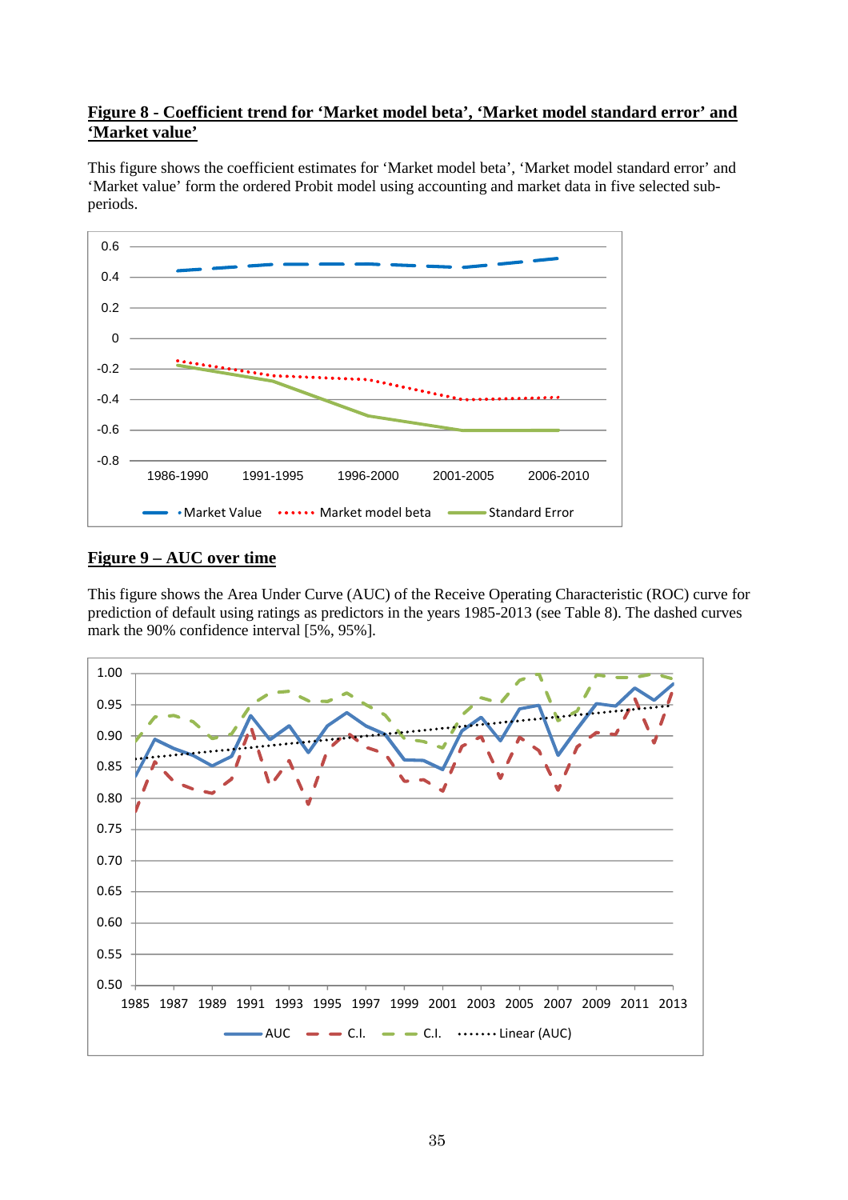**Figure 8 - Coefficient trend for 'Market model beta', 'Market model standard error' and 'Market value'**

This figure shows the coefficient estimates for 'Market model beta', 'Market model standard error' and 'Market value' form the ordered Probit model using accounting and market data in five selected sub-periods.

0.6
0.4
0.2
0
-0.2
-0.4
-0.6
-0.8

1986-1990 1991-1995 1996-2000 2001-2005 2006-2010

Market Value
Market model beta
Standard Error

**Figure 9 – AUC over time**

This figure shows the Area Under Curve (AUC) of the Receive Operating Characteristic (ROC) curve for prediction of default using ratings as predictors in the years 1985-2013 (see Table 8). The dashed curves mark the 90% confidence interval [5%, 95%].

1.00
0.95
0.90
0.85
0.80
0.75
0.70
0.65
0.60
0.55
0.50

1985 1987 1989 1991 1993 1995 1997 1999 2001 2003 2005 2007 2009 2011 2013

AUC
C.I.
C.I.
Linear (AUC)